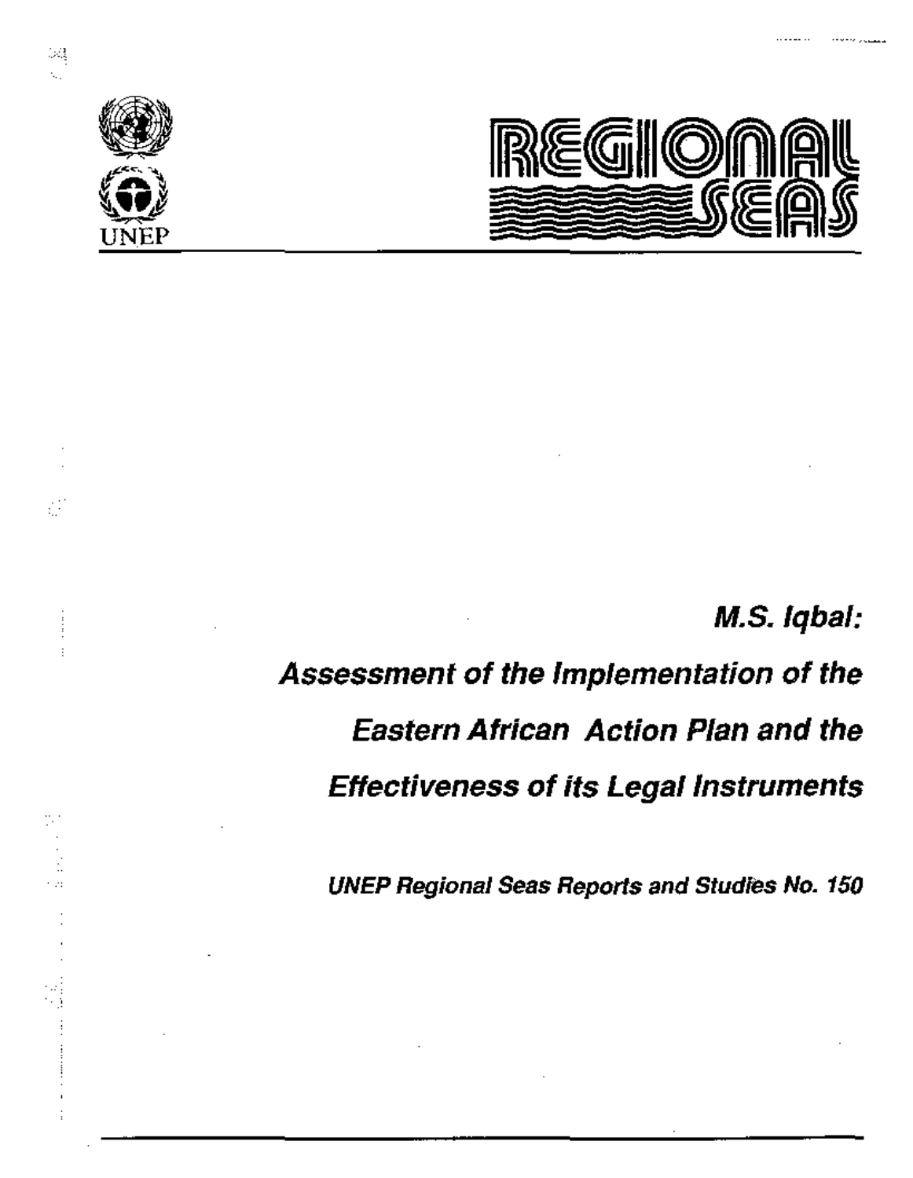UNEP

REGIONAL SEAS

***M.S. Iqbal:***

# ***Assessment of the Implementation of the Eastern African Action Plan and the Effectiveness of its Legal Instruments***

***UNEP Regional Seas Reports and Studies No. 150***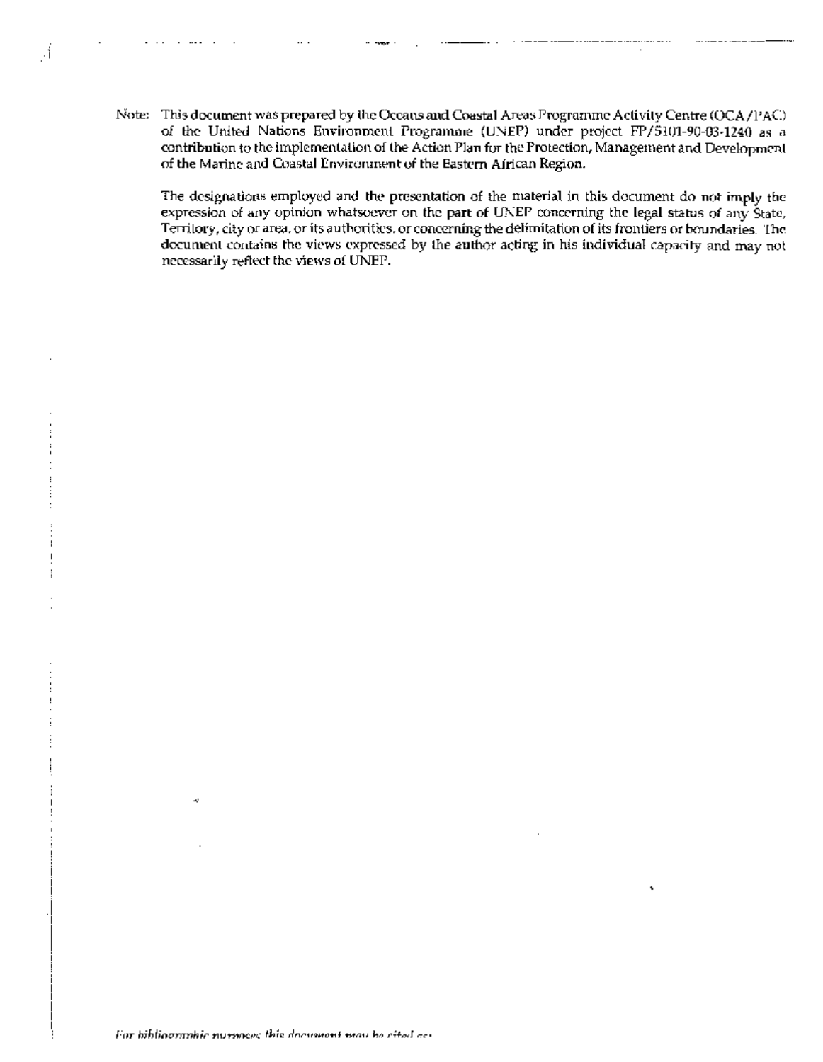Note: This document was prepared by the Oceans and Coastal Areas Programme Activity Centre (OCA/PAC) of the United Nations Environment Programme (UNEP) under project FP/5101-90-03-1240 as a contribution to the implementation of the Action Plan for the Protection, Management and Development of the Marine and Coastal Environment of the Eastern African Region.

The designations employed and the presentation of the material in this document do not imply the expression of any opinion whatsoever on the part of UNEP concerning the legal status of any State, Territory, city or area, or its authorities, or concerning the delimitation of its frontiers or boundaries. The document contains the views expressed by the author acting in his individual capacity and may not necessarily reflect the views of UNEP.

*For bibliographic purposes this document may be cited as:*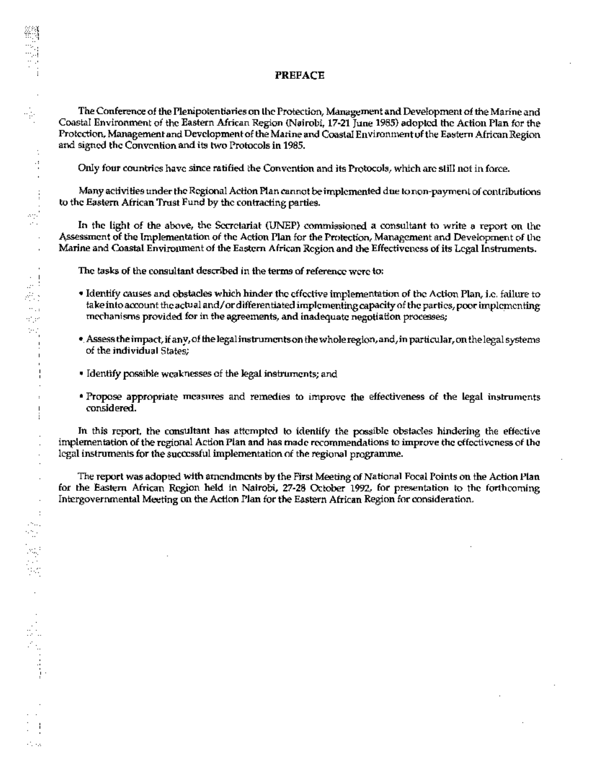# PREFACE

The Conference of the Plenipotentiaries on the Protection, Management and Development of the Marine and Coastal Environment of the Eastern African Region (Nairobi, 17-21 June 1985) adopted the Action Plan for the Protection, Management and Development of the Marine and Coastal Environment of the Eastern African Region and signed the Convention and its two Protocols in 1985.

Only four countries have since ratified the Convention and its Protocols, which are still not in force.

Many activities under the Regional Action Plan cannot be implemented due to non-payment of contributions to the Eastern African Trust Fund by the contracting parties.

In the light of the above, the Secretariat (UNEP) commissioned a consultant to write a report on the Assessment of the Implementation of the Action Plan for the Protection, Management and Development of the Marine and Coastal Environment of the Eastern African Region and the Effectiveness of its Legal Instruments.

The tasks of the consultant described in the terms of reference were to:

- Identify causes and obstacles which hinder the effective implementation of the Action Plan, i.e. failure to take into account the actual and/or differentiated implementing capacity of the parties, poor implementing mechanisms provided for in the agreements, and inadequate negotiation processes;
- Assess the impact, if any, of the legal instruments on the whole region, and, in particular, on the legal systems of the individual States;
- Identify possible weaknesses of the legal instruments; and
- Propose appropriate measures and remedies to improve the effectiveness of the legal instruments considered.

In this report, the consultant has attempted to identify the possible obstacles hindering the effective implementation of the regional Action Plan and has made recommendations to improve the effectiveness of the legal instruments for the successful implementation of the regional programme.

The report was adopted with amendments by the First Meeting of National Focal Points on the Action Plan for the Eastern African Region held in Nairobi, 27-28 October 1992, for presentation to the forthcoming Intergovernmental Meeting on the Action Plan for the Eastern African Region for consideration.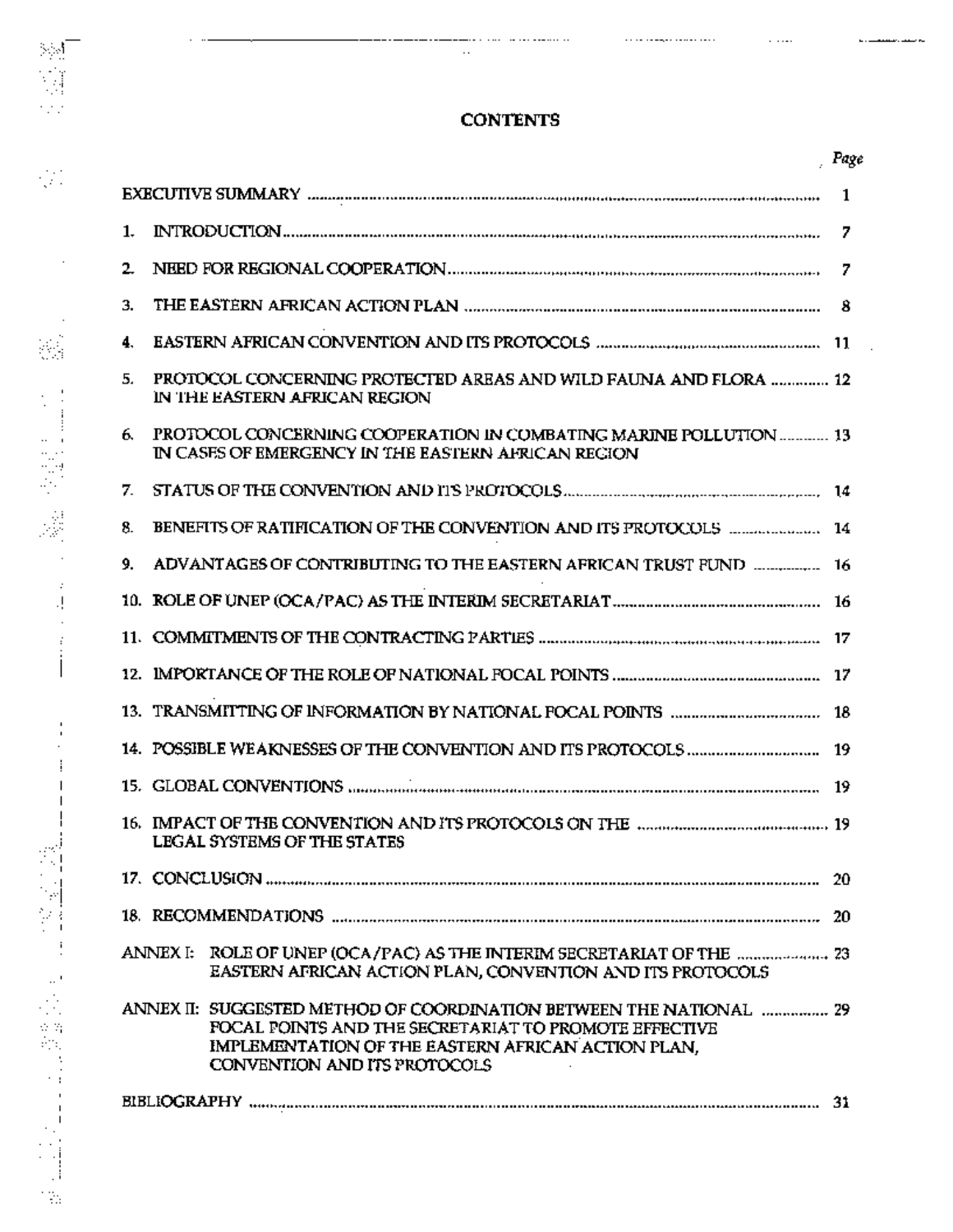# CONTENTS

| | Page |
|---|---|
| EXECUTIVE SUMMARY | 1 |
| 1. INTRODUCTION | 7 |
| 2. NEED FOR REGIONAL COOPERATION | 7 |
| 3. THE EASTERN AFRICAN ACTION PLAN | 8 |
| 4. EASTERN AFRICAN CONVENTION AND ITS PROTOCOLS | 11 |
| 5. PROTOCOL CONCERNING PROTECTED AREAS AND WILD FAUNA AND FLORA IN THE EASTERN AFRICAN REGION | 12 |
| 6. PROTOCOL CONCERNING COOPERATION IN COMBATING MARINE POLLUTION IN CASES OF EMERGENCY IN THE EASTERN AFRICAN REGION | 13 |
| 7. STATUS OF THE CONVENTION AND ITS PROTOCOLS | 14 |
| 8. BENEFITS OF RATIFICATION OF THE CONVENTION AND ITS PROTOCOLS | 14 |
| 9. ADVANTAGES OF CONTRIBUTING TO THE EASTERN AFRICAN TRUST FUND | 16 |
| 10. ROLE OF UNEP (OCA/PAC) AS THE INTERIM SECRETARIAT | 16 |
| 11. COMMITMENTS OF THE CONTRACTING PARTIES | 17 |
| 12. IMPORTANCE OF THE ROLE OF NATIONAL FOCAL POINTS | 17 |
| 13. TRANSMITTING OF INFORMATION BY NATIONAL FOCAL POINTS | 18 |
| 14. POSSIBLE WEAKNESSES OF THE CONVENTION AND ITS PROTOCOLS | 19 |
| 15. GLOBAL CONVENTIONS | 19 |
| 16. IMPACT OF THE CONVENTION AND ITS PROTOCOLS ON THE LEGAL SYSTEMS OF THE STATES | 19 |
| 17. CONCLUSION | 20 |
| 18. RECOMMENDATIONS | 20 |
| ANNEX I: ROLE OF UNEP (OCA/PAC) AS THE INTERIM SECRETARIAT OF THE EASTERN AFRICAN ACTION PLAN, CONVENTION AND ITS PROTOCOLS | 23 |
| ANNEX II: SUGGESTED METHOD OF COORDINATION BETWEEN THE NATIONAL FOCAL POINTS AND THE SECRETARIAT TO PROMOTE EFFECTIVE IMPLEMENTATION OF THE EASTERN AFRICAN ACTION PLAN, CONVENTION AND ITS PROTOCOLS | 29 |
| BIBLIOGRAPHY | 31 |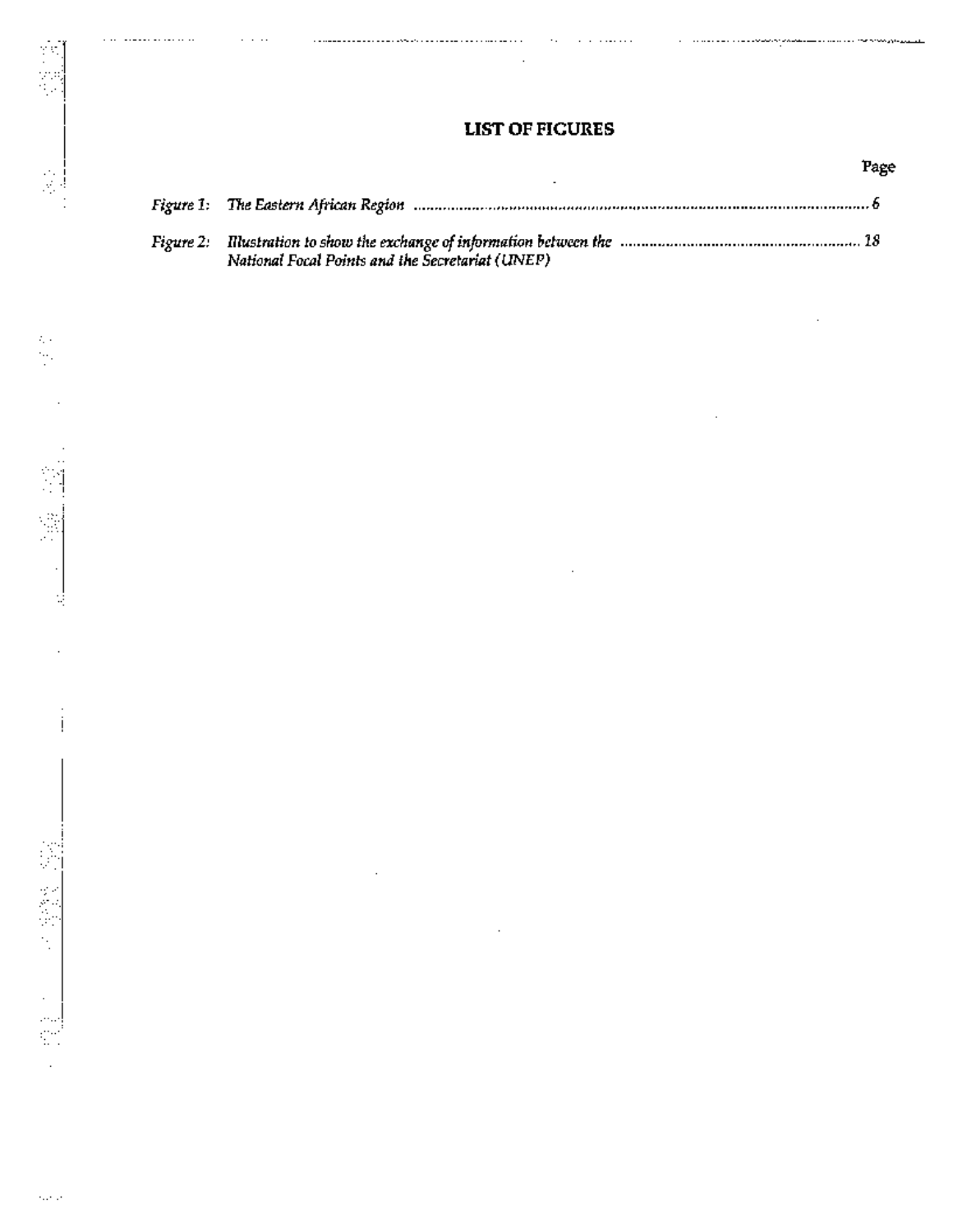# LIST OF FIGURES

| | | Page |
|---|---|---|
| *Figure 1:* | *The Eastern African Region* | 6 |
| *Figure 2:* | *Illustration to show the exchange of information between the National Focal Points and the Secretariat (UNEP)* | 18 |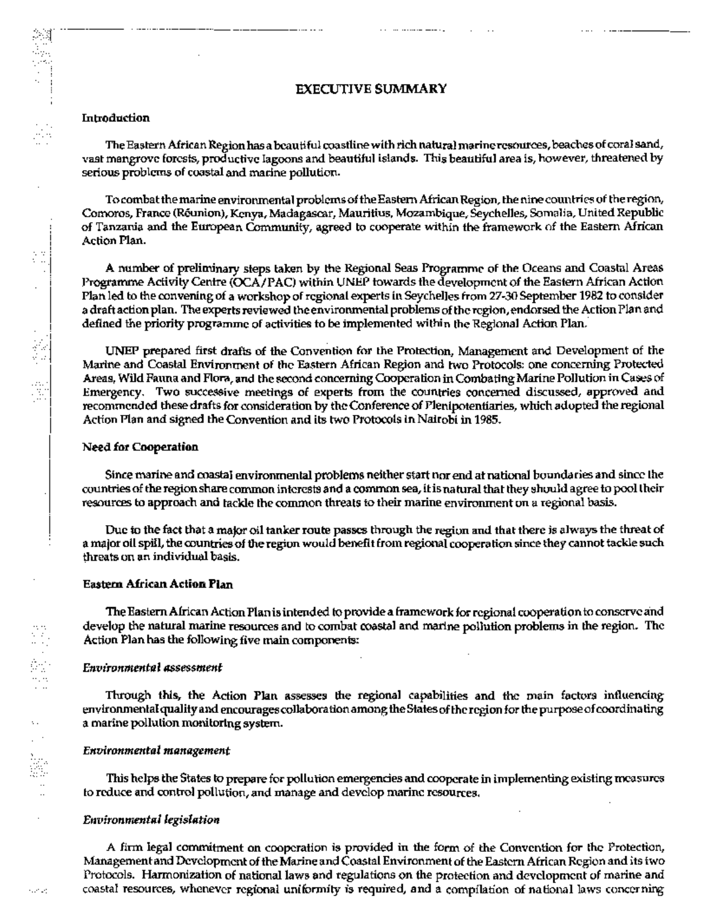# EXECUTIVE SUMMARY

## Introduction

The Eastern African Region has a beautiful coastline with rich natural marine resources, beaches of coral sand, vast mangrove forests, productive lagoons and beautiful islands. This beautiful area is, however, threatened by serious problems of coastal and marine pollution.

To combat the marine environmental problems of the Eastern African Region, the nine countries of the region, Comoros, France (Réunion), Kenya, Madagascar, Mauritius, Mozambique, Seychelles, Somalia, United Republic of Tanzania and the European Community, agreed to cooperate within the framework of the Eastern African Action Plan.

A number of preliminary steps taken by the Regional Seas Programme of the Oceans and Coastal Areas Programme Activity Centre (OCA/PAC) within UNEP towards the development of the Eastern African Action Plan led to the convening of a workshop of regional experts in Seychelles from 27-30 September 1982 to consider a draft action plan. The experts reviewed the environmental problems of the region, endorsed the Action Plan and defined the priority programme of activities to be implemented within the Regional Action Plan.

UNEP prepared first drafts of the Convention for the Protection, Management and Development of the Marine and Coastal Environment of the Eastern African Region and two Protocols: one concerning Protected Areas, Wild Fauna and Flora, and the second concerning Cooperation in Combating Marine Pollution in Cases of Emergency. Two successive meetings of experts from the countries concerned discussed, approved and recommended these drafts for consideration by the Conference of Plenipotentiaries, which adopted the regional Action Plan and signed the Convention and its two Protocols in Nairobi in 1985.

## Need for Cooperation

Since marine and coastal environmental problems neither start nor end at national boundaries and since the countries of the region share common interests and a common sea, it is natural that they should agree to pool their resources to approach and tackle the common threats to their marine environment on a regional basis.

Due to the fact that a major oil tanker route passes through the region and that there is always the threat of a major oil spill, the countries of the region would benefit from regional cooperation since they cannot tackle such threats on an individual basis.

## Eastern African Action Plan

The Eastern African Action Plan is intended to provide a framework for regional cooperation to conserve and develop the natural marine resources and to combat coastal and marine pollution problems in the region. The Action Plan has the following five main components:

### *Environmental assessment*

Through this, the Action Plan assesses the regional capabilities and the main factors influencing environmental quality and encourages collaboration among the States of the region for the purpose of coordinating a marine pollution monitoring system.

### *Environmental management*

This helps the States to prepare for pollution emergencies and cooperate in implementing existing measures to reduce and control pollution, and manage and develop marine resources.

### *Environmental legislation*

A firm legal commitment on cooperation is provided in the form of the Convention for the Protection, Management and Development of the Marine and Coastal Environment of the Eastern African Region and its two Protocols. Harmonization of national laws and regulations on the protection and development of marine and coastal resources, whenever regional uniformity is required, and a compilation of national laws concerning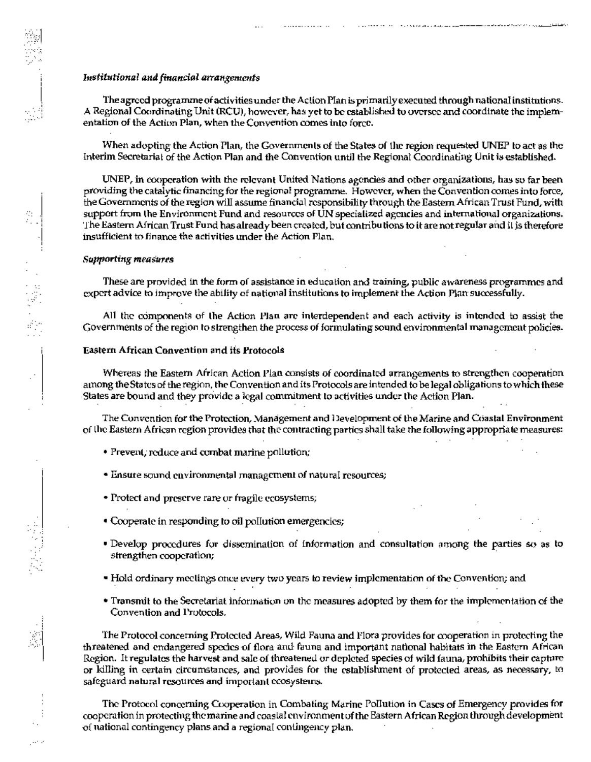### *Institutional and financial arrangements*

The agreed programme of activities under the Action Plan is primarily executed through national institutions. A Regional Coordinating Unit (RCU), however, has yet to be established to oversee and coordinate the implementation of the Action Plan, when the Convention comes into force.

When adopting the Action Plan, the Governments of the States of the region requested UNEP to act as the Interim Secretariat of the Action Plan and the Convention until the Regional Coordinating Unit is established.

UNEP, in cooperation with the relevant United Nations agencies and other organizations, has so far been providing the catalytic financing for the regional programme. However, when the Convention comes into force, the Governments of the region will assume financial responsibility through the Eastern African Trust Fund, with support from the Environment Fund and resources of UN specialized agencies and international organizations. The Eastern African Trust Fund has already been created, but contributions to it are not regular and it is therefore insufficient to finance the activities under the Action Plan.

### *Supporting measures*

These are provided in the form of assistance in education and training, public awareness programmes and expert advice to improve the ability of national institutions to implement the Action Plan successfully.

All the components of the Action Plan are interdependent and each activity is intended to assist the Governments of the region to strengthen the process of formulating sound environmental management policies.

### Eastern African Convention and its Protocols

Whereas the Eastern African Action Plan consists of coordinated arrangements to strengthen cooperation among the States of the region, the Convention and its Protocols are intended to be legal obligations to which these States are bound and they provide a legal commitment to activities under the Action Plan.

The Convention for the Protection, Management and Development of the Marine and Coastal Environment of the Eastern African region provides that the contracting parties shall take the following appropriate measures:

- Prevent, reduce and combat marine pollution;
- Ensure sound environmental management of natural resources;
- Protect and preserve rare or fragile ecosystems;
- Cooperate in responding to oil pollution emergencies;
- Develop procedures for dissemination of information and consultation among the parties so as to strengthen cooperation;
- Hold ordinary meetings once every two years to review implementation of the Convention; and
- Transmit to the Secretariat information on the measures adopted by them for the implementation of the Convention and Protocols.

The Protocol concerning Protected Areas, Wild Fauna and Flora provides for cooperation in protecting the threatened and endangered species of flora and fauna and important national habitats in the Eastern African Region. It regulates the harvest and sale of threatened or depleted species of wild fauna, prohibits their capture or killing in certain circumstances, and provides for the establishment of protected areas, as necessary, to safeguard natural resources and important ecosystems.

The Protocol concerning Cooperation in Combating Marine Pollution in Cases of Emergency provides for cooperation in protecting the marine and coastal environment of the Eastern African Region through development of national contingency plans and a regional contingency plan.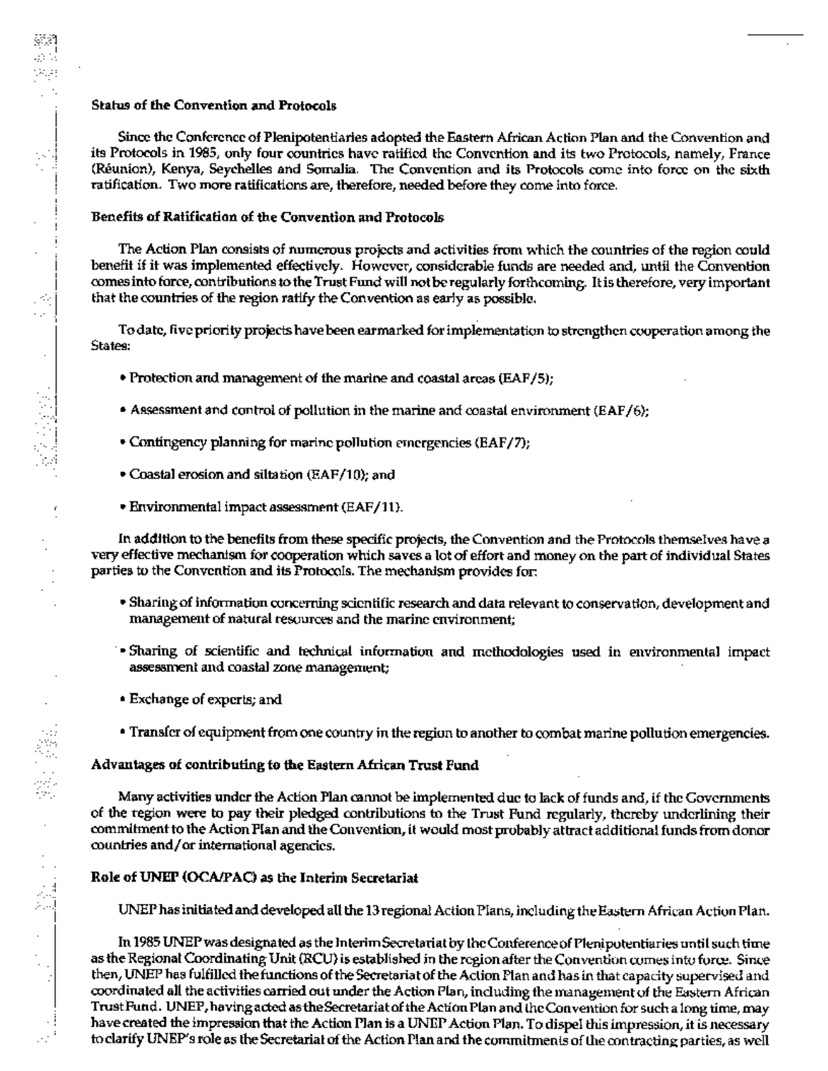**Status of the Convention and Protocols**

Since the Conference of Plenipotentiaries adopted the Eastern African Action Plan and the Convention and its Protocols in 1985, only four countries have ratified the Convention and its two Protocols, namely, France (Réunion), Kenya, Seychelles and Somalia. The Convention and its Protocols come into force on the sixth ratification. Two more ratifications are, therefore, needed before they come into force.

**Benefits of Ratification of the Convention and Protocols**

The Action Plan consists of numerous projects and activities from which the countries of the region could benefit if it was implemented effectively. However, considerable funds are needed and, until the Convention comes into force, contributions to the Trust Fund will not be regularly forthcoming. It is therefore, very important that the countries of the region ratify the Convention as early as possible.

To date, five priority projects have been earmarked for implementation to strengthen cooperation among the States:

- Protection and management of the marine and coastal areas (EAF/5);
- Assessment and control of pollution in the marine and coastal environment (EAF/6);
- Contingency planning for marine pollution emergencies (EAF/7);
- Coastal erosion and siltation (EAF/10); and
- Environmental impact assessment (EAF/11).

In addition to the benefits from these specific projects, the Convention and the Protocols themselves have a very effective mechanism for cooperation which saves a lot of effort and money on the part of individual States parties to the Convention and its Protocols. The mechanism provides for:

- Sharing of information concerning scientific research and data relevant to conservation, development and management of natural resources and the marine environment;
- Sharing of scientific and technical information and methodologies used in environmental impact assessment and coastal zone management;
- Exchange of experts; and
- Transfer of equipment from one country in the region to another to combat marine pollution emergencies.

**Advantages of contributing to the Eastern African Trust Fund**

Many activities under the Action Plan cannot be implemented due to lack of funds and, if the Governments of the region were to pay their pledged contributions to the Trust Fund regularly, thereby underlining their commitment to the Action Plan and the Convention, it would most probably attract additional funds from donor countries and/or international agencies.

**Role of UNEP (OCA/PAC) as the Interim Secretariat**

UNEP has initiated and developed all the 13 regional Action Plans, including the Eastern African Action Plan.

In 1985 UNEP was designated as the Interim Secretariat by the Conference of Plenipotentiaries until such time as the Regional Coordinating Unit (RCU) is established in the region after the Convention comes into force. Since then, UNEP has fulfilled the functions of the Secretariat of the Action Plan and has in that capacity supervised and coordinated all the activities carried out under the Action Plan, including the management of the Eastern African Trust Fund. UNEP, having acted as the Secretariat of the Action Plan and the Convention for such a long time, may have created the impression that the Action Plan is a UNEP Action Plan. To dispel this impression, it is necessary to clarify UNEP's role as the Secretariat of the Action Plan and the commitments of the contracting parties, as well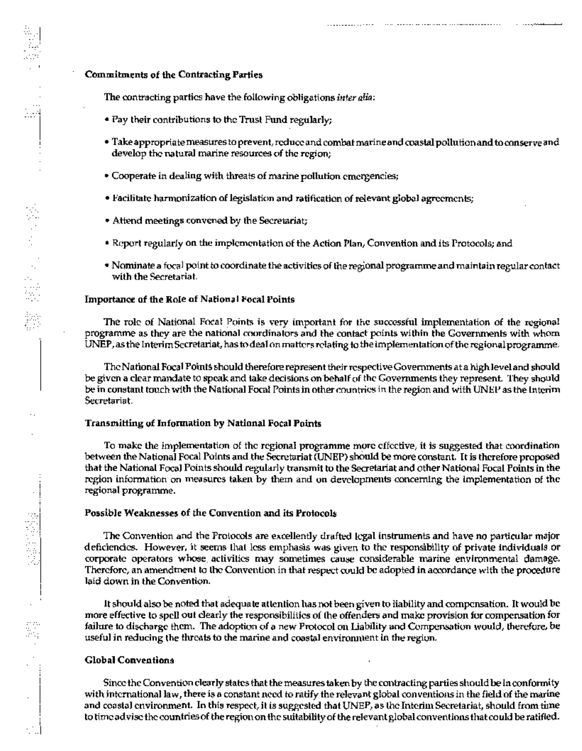**Commitments of the Contracting Parties**

The contracting parties have the following obligations *inter alia*:

- Pay their contributions to the Trust Fund regularly;
- Take appropriate measures to prevent, reduce and combat marine and coastal pollution and to conserve and develop the natural marine resources of the region;
- Cooperate in dealing with threats of marine pollution emergencies;
- Facilitate harmonization of legislation and ratification of relevant global agreements;
- Attend meetings convened by the Secretariat;
- Report regularly on the implementation of the Action Plan, Convention and its Protocols; and
- Nominate a focal point to coordinate the activities of the regional programme and maintain regular contact with the Secretariat.

**Importance of the Role of National Focal Points**

The role of National Focal Points is very important for the successful implementation of the regional programme as they are the national coordinators and the contact points within the Governments with whom UNEP, as the Interim Secretariat, has to deal on matters relating to the implementation of the regional programme.

The National Focal Points should therefore represent their respective Governments at a high level and should be given a clear mandate to speak and take decisions on behalf of the Governments they represent. They should be in constant touch with the National Focal Points in other countries in the region and with UNEP as the Interim Secretariat.

**Transmitting of Information by National Focal Points**

To make the implementation of the regional programme more effective, it is suggested that coordination between the National Focal Points and the Secretariat (UNEP) should be more constant. It is therefore proposed that the National Focal Points should regularly transmit to the Secretariat and other National Focal Points in the region information on measures taken by them and on developments concerning the implementation of the regional programme.

**Possible Weaknesses of the Convention and its Protocols**

The Convention and the Protocols are excellently drafted legal instruments and have no particular major deficiencies. However, it seems that less emphasis was given to the responsibility of private individuals or corporate operators whose activities may sometimes cause considerable marine environmental damage. Therefore, an amendment to the Convention in that respect could be adopted in accordance with the procedure laid down in the Convention.

It should also be noted that adequate attention has not been given to liability and compensation. It would be more effective to spell out clearly the responsibilities of the offenders and make provision for compensation for failure to discharge them. The adoption of a new Protocol on Liability and Compensation would, therefore, be useful in reducing the threats to the marine and coastal environment in the region.

**Global Conventions**

Since the Convention clearly states that the measures taken by the contracting parties should be in conformity with international law, there is a constant need to ratify the relevant global conventions in the field of the marine and coastal environment. In this respect, it is suggested that UNEP, as the Interim Secretariat, should from time to time advise the countries of the region on the suitability of the relevant global conventions that could be ratified.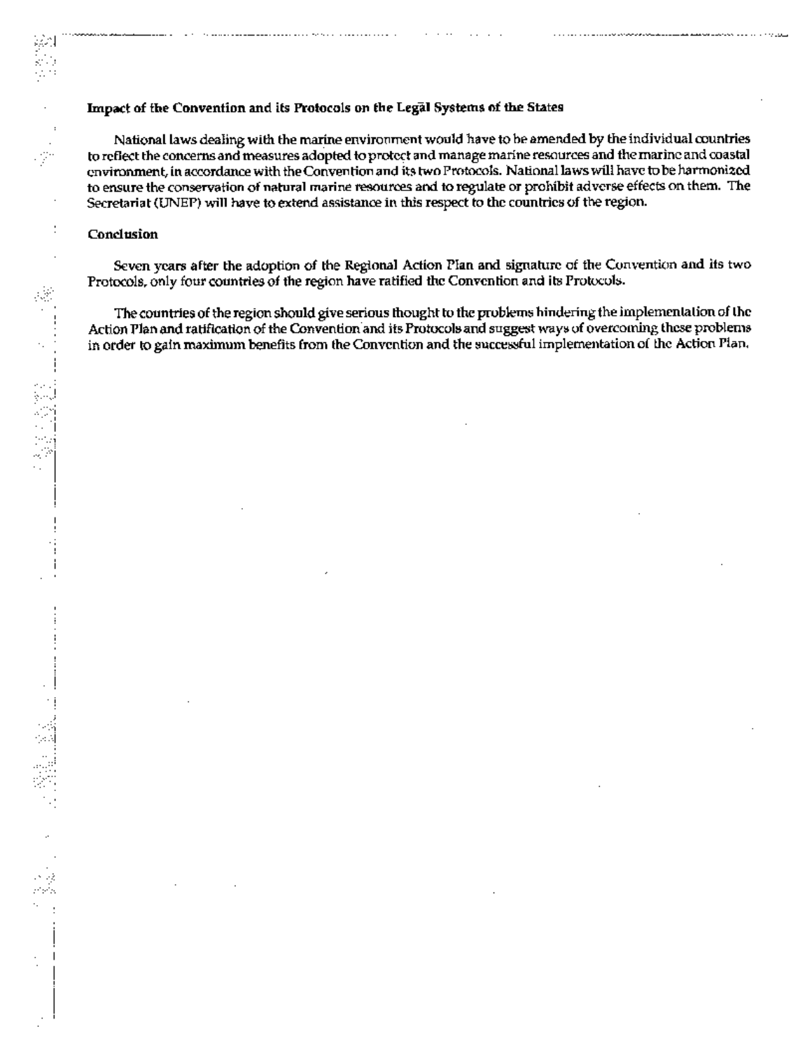**Impact of the Convention and its Protocols on the Legal Systems of the States**

National laws dealing with the marine environment would have to be amended by the individual countries to reflect the concerns and measures adopted to protect and manage marine resources and the marine and coastal environment, in accordance with the Convention and its two Protocols. National laws will have to be harmonized to ensure the conservation of natural marine resources and to regulate or prohibit adverse effects on them. The Secretariat (UNEP) will have to extend assistance in this respect to the countries of the region.

**Conclusion**

Seven years after the adoption of the Regional Action Plan and signature of the Convention and its two Protocols, only four countries of the region have ratified the Convention and its Protocols.

The countries of the region should give serious thought to the problems hindering the implementation of the Action Plan and ratification of the Convention and its Protocols and suggest ways of overcoming these problems in order to gain maximum benefits from the Convention and the successful implementation of the Action Plan.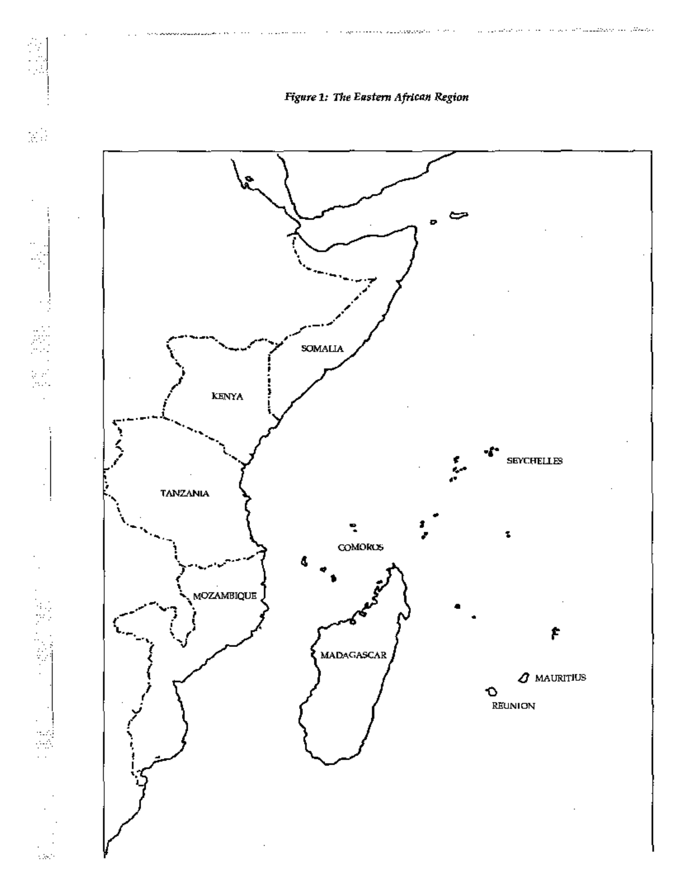*Figure 1: The Eastern African Region*

SOMALIA

KENYA

TANZANIA

MOZAMBIQUE

SEYCHELLES

COMOROS

MADAGASCAR

MAURITIUS

REUNION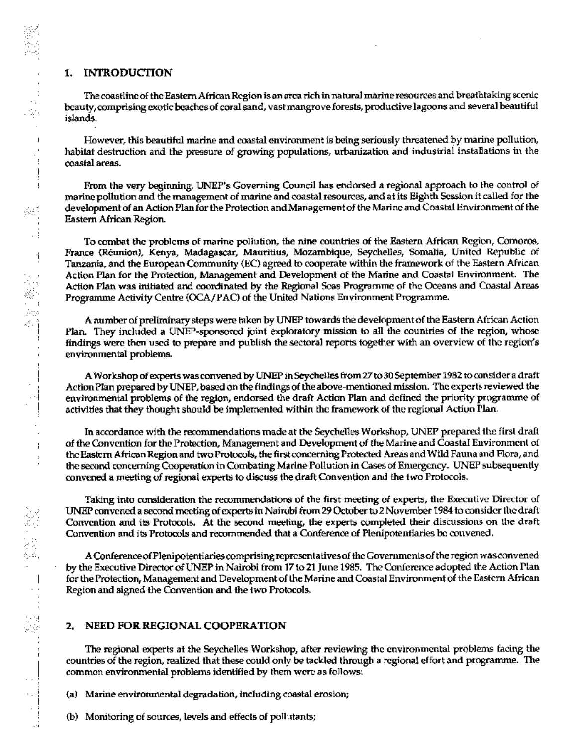## 1. INTRODUCTION

The coastline of the Eastern African Region is an area rich in natural marine resources and breathtaking scenic beauty, comprising exotic beaches of coral sand, vast mangrove forests, productive lagoons and several beautiful islands.

However, this beautiful marine and coastal environment is being seriously threatened by marine pollution, habitat destruction and the pressure of growing populations, urbanization and industrial installations in the coastal areas.

From the very beginning, UNEP's Governing Council has endorsed a regional approach to the control of marine pollution and the management of marine and coastal resources, and at its Eighth Session it called for the development of an Action Plan for the Protection and Management of the Marine and Coastal Environment of the Eastern African Region.

To combat the problems of marine pollution, the nine countries of the Eastern African Region, Comoros, France (Réunion), Kenya, Madagascar, Mauritius, Mozambique, Seychelles, Somalia, United Republic of Tanzania, and the European Community (EC) agreed to cooperate within the framework of the Eastern African Action Plan for the Protection, Management and Development of the Marine and Coastal Environment. The Action Plan was initiated and coordinated by the Regional Seas Programme of the Oceans and Coastal Areas Programme Activity Centre (OCA/PAC) of the United Nations Environment Programme.

A number of preliminary steps were taken by UNEP towards the development of the Eastern African Action Plan. They included a UNEP-sponsored joint exploratory mission to all the countries of the region, whose findings were then used to prepare and publish the sectoral reports together with an overview of the region's environmental problems.

A Workshop of experts was convened by UNEP in Seychelles from 27 to 30 September 1982 to consider a draft Action Plan prepared by UNEP, based on the findings of the above-mentioned mission. The experts reviewed the environmental problems of the region, endorsed the draft Action Plan and defined the priority programme of activities that they thought should be implemented within the framework of the regional Action Plan.

In accordance with the recommendations made at the Seychelles Workshop, UNEP prepared the first draft of the Convention for the Protection, Management and Development of the Marine and Coastal Environment of the Eastern African Region and two Protocols, the first concerning Protected Areas and Wild Fauna and Flora, and the second concerning Cooperation in Combating Marine Pollution in Cases of Emergency. UNEP subsequently convened a meeting of regional experts to discuss the draft Convention and the two Protocols.

Taking into consideration the recommendations of the first meeting of experts, the Executive Director of UNEP convened a second meeting of experts in Nairobi from 29 October to 2 November 1984 to consider the draft Convention and its Protocols. At the second meeting, the experts completed their discussions on the draft Convention and its Protocols and recommended that a Conference of Plenipotentiaries be convened.

A Conference of Plenipotentiaries comprising representatives of the Governments of the region was convened by the Executive Director of UNEP in Nairobi from 17 to 21 June 1985. The Conference adopted the Action Plan for the Protection, Management and Development of the Marine and Coastal Environment of the Eastern African Region and signed the Convention and the two Protocols.

## 2. NEED FOR REGIONAL COOPERATION

The regional experts at the Seychelles Workshop, after reviewing the environmental problems facing the countries of the region, realized that these could only be tackled through a regional effort and programme. The common environmental problems identified by them were as follows:

(a) Marine environmental degradation, including coastal erosion;

(b) Monitoring of sources, levels and effects of pollutants;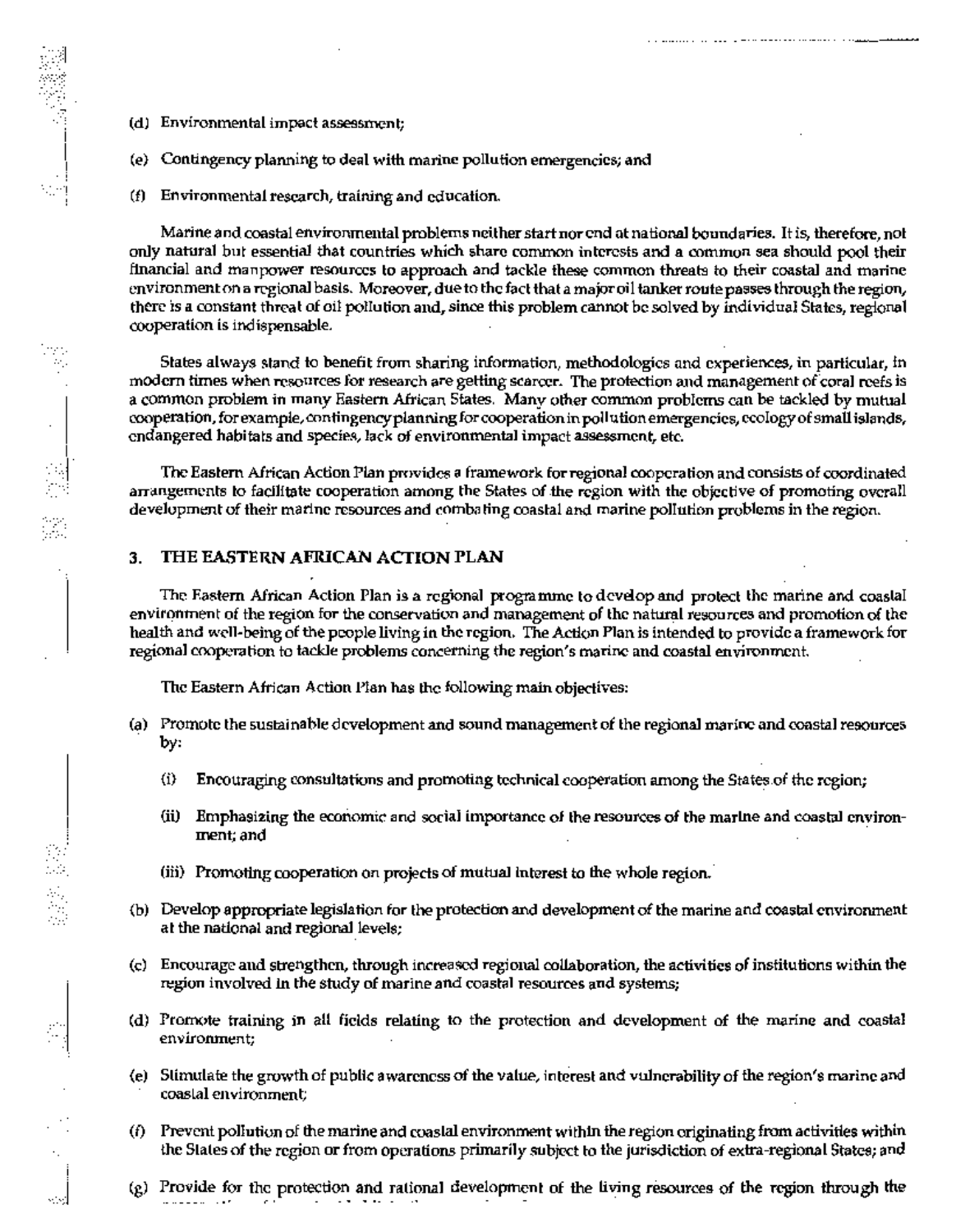(d) Environmental impact assessment;

(e) Contingency planning to deal with marine pollution emergencies; and

(f) Environmental research, training and education.

Marine and coastal environmental problems neither start nor end at national boundaries. It is, therefore, not only natural but essential that countries which share common interests and a common sea should pool their financial and manpower resources to approach and tackle these common threats to their coastal and marine environment on a regional basis. Moreover, due to the fact that a major oil tanker route passes through the region, there is a constant threat of oil pollution and, since this problem cannot be solved by individual States, regional cooperation is indispensable.

States always stand to benefit from sharing information, methodologies and experiences, in particular, in modern times when resources for research are getting scarcer. The protection and management of coral reefs is a common problem in many Eastern African States. Many other common problems can be tackled by mutual cooperation, for example, contingency planning for cooperation in pollution emergencies, ecology of small islands, endangered habitats and species, lack of environmental impact assessment, etc.

The Eastern African Action Plan provides a framework for regional cooperation and consists of coordinated arrangements to facilitate cooperation among the States of the region with the objective of promoting overall development of their marine resources and combating coastal and marine pollution problems in the region.

## 3. THE EASTERN AFRICAN ACTION PLAN

The Eastern African Action Plan is a regional programme to develop and protect the marine and coastal environment of the region for the conservation and management of the natural resources and promotion of the health and well-being of the people living in the region. The Action Plan is intended to provide a framework for regional cooperation to tackle problems concerning the region's marine and coastal environment.

The Eastern African Action Plan has the following main objectives:

(a) Promote the sustainable development and sound management of the regional marine and coastal resources by:

   (i) Encouraging consultations and promoting technical cooperation among the States of the region;

   (ii) Emphasizing the economic and social importance of the resources of the marine and coastal environment; and

   (iii) Promoting cooperation on projects of mutual interest to the whole region.

(b) Develop appropriate legislation for the protection and development of the marine and coastal environment at the national and regional levels;

(c) Encourage and strengthen, through increased regional collaboration, the activities of institutions within the region involved in the study of marine and coastal resources and systems;

(d) Promote training in all fields relating to the protection and development of the marine and coastal environment;

(e) Stimulate the growth of public awareness of the value, interest and vulnerability of the region's marine and coastal environment;

(f) Prevent pollution of the marine and coastal environment within the region originating from activities within the States of the region or from operations primarily subject to the jurisdiction of extra-regional States; and

(g) Provide for the protection and rational development of the living resources of the region through the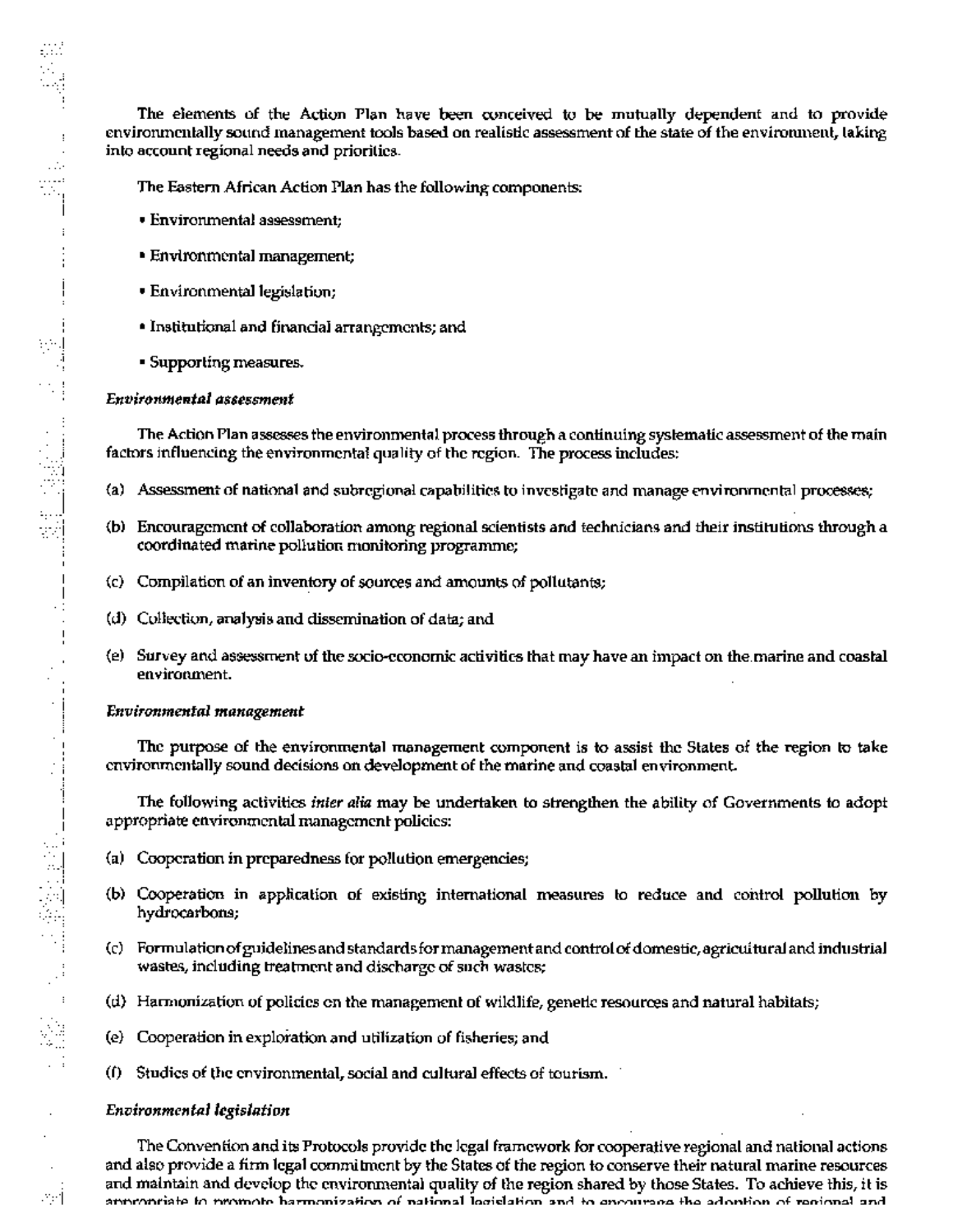The elements of the Action Plan have been conceived to be mutually dependent and to provide environmentally sound management tools based on realistic assessment of the state of the environment, taking into account regional needs and priorities.

The Eastern African Action Plan has the following components:

- Environmental assessment;
- Environmental management;
- Environmental legislation;
- Institutional and financial arrangements; and
- Supporting measures.

***Environmental assessment***

The Action Plan assesses the environmental process through a continuing systematic assessment of the main factors influencing the environmental quality of the region. The process includes:

(a) Assessment of national and subregional capabilities to investigate and manage environmental processes;

(b) Encouragement of collaboration among regional scientists and technicians and their institutions through a coordinated marine pollution monitoring programme;

(c) Compilation of an inventory of sources and amounts of pollutants;

(d) Collection, analysis and dissemination of data; and

(e) Survey and assessment of the socio-economic activities that may have an impact on the marine and coastal environment.

***Environmental management***

The purpose of the environmental management component is to assist the States of the region to take environmentally sound decisions on development of the marine and coastal environment.

The following activities *inter alia* may be undertaken to strengthen the ability of Governments to adopt appropriate environmental management policies:

(a) Cooperation in preparedness for pollution emergencies;

(b) Cooperation in application of existing international measures to reduce and control pollution by hydrocarbons;

(c) Formulation of guidelines and standards for management and control of domestic, agricultural and industrial wastes, including treatment and discharge of such wastes;

(d) Harmonization of policies on the management of wildlife, genetic resources and natural habitats;

(e) Cooperation in exploration and utilization of fisheries; and

(f) Studies of the environmental, social and cultural effects of tourism.

***Environmental legislation***

The Convention and its Protocols provide the legal framework for cooperative regional and national actions and also provide a firm legal commitment by the States of the region to conserve their natural marine resources and maintain and develop the environmental quality of the region shared by those States. To achieve this, it is appropriate to promote harmonization of national legislation and to encourage the adoption of regional and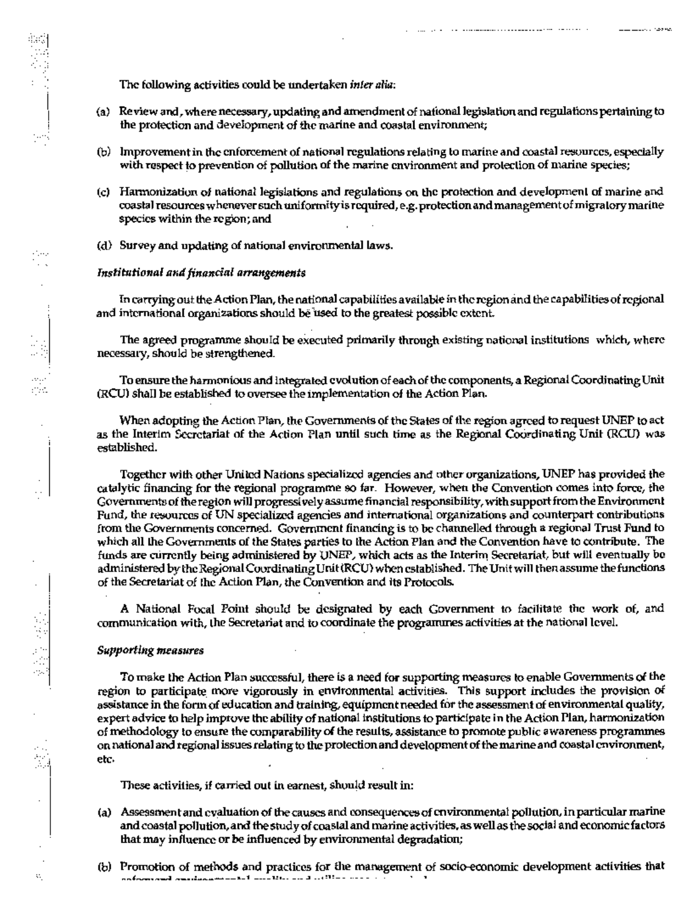The following activities could be undertaken *inter alia*:

(a) Review and, where necessary, updating and amendment of national legislation and regulations pertaining to the protection and development of the marine and coastal environment;

(b) Improvement in the enforcement of national regulations relating to marine and coastal resources, especially with respect to prevention of pollution of the marine environment and protection of marine species;

(c) Harmonization of national legislations and regulations on the protection and development of marine and coastal resources whenever such uniformity is required, e.g. protection and management of migratory marine species within the region; and

(d) Survey and updating of national environmental laws.

*Institutional and financial arrangements*

In carrying out the Action Plan, the national capabilities available in the region and the capabilities of regional and international organizations should be used to the greatest possible extent.

The agreed programme should be executed primarily through existing national institutions which, where necessary, should be strengthened.

To ensure the harmonious and integrated evolution of each of the components, a Regional Coordinating Unit (RCU) shall be established to oversee the implementation of the Action Plan.

When adopting the Action Plan, the Governments of the States of the region agreed to request UNEP to act as the Interim Secretariat of the Action Plan until such time as the Regional Coordinating Unit (RCU) was established.

Together with other United Nations specialized agencies and other organizations, UNEP has provided the catalytic financing for the regional programme so far. However, when the Convention comes into force, the Governments of the region will progressively assume financial responsibility, with support from the Environment Fund, the resources of UN specialized agencies and international organizations and counterpart contributions from the Governments concerned. Government financing is to be channelled through a regional Trust Fund to which all the Governments of the States parties to the Action Plan and the Convention have to contribute. The funds are currently being administered by UNEP, which acts as the Interim Secretariat, but will eventually be administered by the Regional Coordinating Unit (RCU) when established. The Unit will then assume the functions of the Secretariat of the Action Plan, the Convention and its Protocols.

A National Focal Point should be designated by each Government to facilitate the work of, and communication with, the Secretariat and to coordinate the programmes activities at the national level.

*Supporting measures*

To make the Action Plan successful, there is a need for supporting measures to enable Governments of the region to participate more vigorously in environmental activities. This support includes the provision of assistance in the form of education and training, equipment needed for the assessment of environmental quality, expert advice to help improve the ability of national institutions to participate in the Action Plan, harmonization of methodology to ensure the comparability of the results, assistance to promote public awareness programmes on national and regional issues relating to the protection and development of the marine and coastal environment, etc.

These activities, if carried out in earnest, should result in:

(a) Assessment and evaluation of the causes and consequences of environmental pollution, in particular marine and coastal pollution, and the study of coastal and marine activities, as well as the social and economic factors that may influence or be influenced by environmental degradation;

(b) Promotion of methods and practices for the management of socio-economic development activities that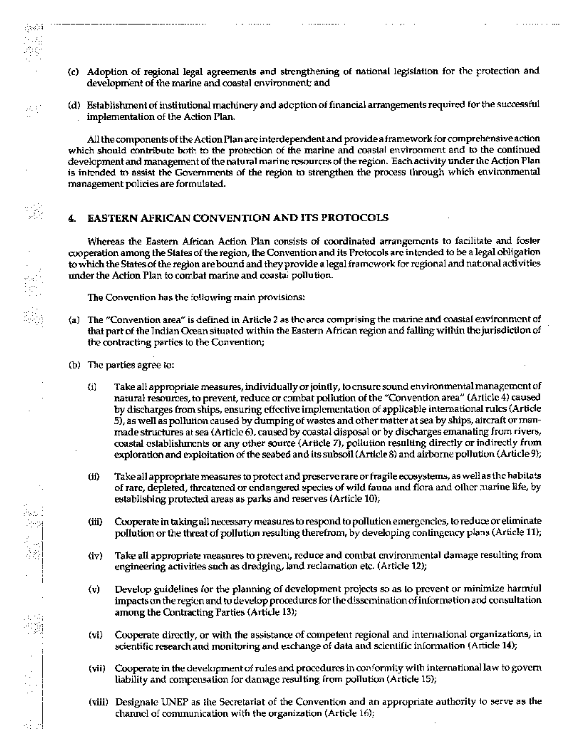(c) Adoption of regional legal agreements and strengthening of national legislation for the protection and development of the marine and coastal environment; and

(d) Establishment of institutional machinery and adoption of financial arrangements required for the successful implementation of the Action Plan.

All the components of the Action Plan are interdependent and provide a framework for comprehensive action which should contribute both to the protection of the marine and coastal environment and to the continued development and management of the natural marine resources of the region. Each activity under the Action Plan is intended to assist the Governments of the region to strengthen the process through which environmental management policies are formulated.

## 4. EASTERN AFRICAN CONVENTION AND ITS PROTOCOLS

Whereas the Eastern African Action Plan consists of coordinated arrangements to facilitate and foster cooperation among the States of the region, the Convention and its Protocols are intended to be a legal obligation to which the States of the region are bound and they provide a legal framework for regional and national activities under the Action Plan to combat marine and coastal pollution.

The Convention has the following main provisions:

(a) The "Convention area" is defined in Article 2 as the area comprising the marine and coastal environment of that part of the Indian Ocean situated within the Eastern African region and falling within the jurisdiction of the contracting parties to the Convention;

(b) The parties agree to:

   (i) Take all appropriate measures, individually or jointly, to ensure sound environmental management of natural resources, to prevent, reduce or combat pollution of the "Convention area" (Article 4) caused by discharges from ships, ensuring effective implementation of applicable international rules (Article 5), as well as pollution caused by dumping of wastes and other matter at sea by ships, aircraft or man-made structures at sea (Article 6), caused by coastal disposal or by discharges emanating from rivers, coastal establishments or any other source (Article 7), pollution resulting directly or indirectly from exploration and exploitation of the seabed and its subsoil (Article 8) and airborne pollution (Article 9);

   (ii) Take all appropriate measures to protect and preserve rare or fragile ecosystems, as well as the habitats of rare, depleted, threatened or endangered species of wild fauna and flora and other marine life, by establishing protected areas as parks and reserves (Article 10);

   (iii) Cooperate in taking all necessary measures to respond to pollution emergencies, to reduce or eliminate pollution or the threat of pollution resulting therefrom, by developing contingency plans (Article 11);

   (iv) Take all appropriate measures to prevent, reduce and combat environmental damage resulting from engineering activities such as dredging, land reclamation etc. (Article 12);

   (v) Develop guidelines for the planning of development projects so as to prevent or minimize harmful impacts on the region and to develop procedures for the dissemination of information and consultation among the Contracting Parties (Article 13);

   (vi) Cooperate directly, or with the assistance of competent regional and international organizations, in scientific research and monitoring and exchange of data and scientific information (Article 14);

   (vii) Cooperate in the development of rules and procedures in conformity with international law to govern liability and compensation for damage resulting from pollution (Article 15);

   (viii) Designate UNEP as the Secretariat of the Convention and an appropriate authority to serve as the channel of communication with the organization (Article 16);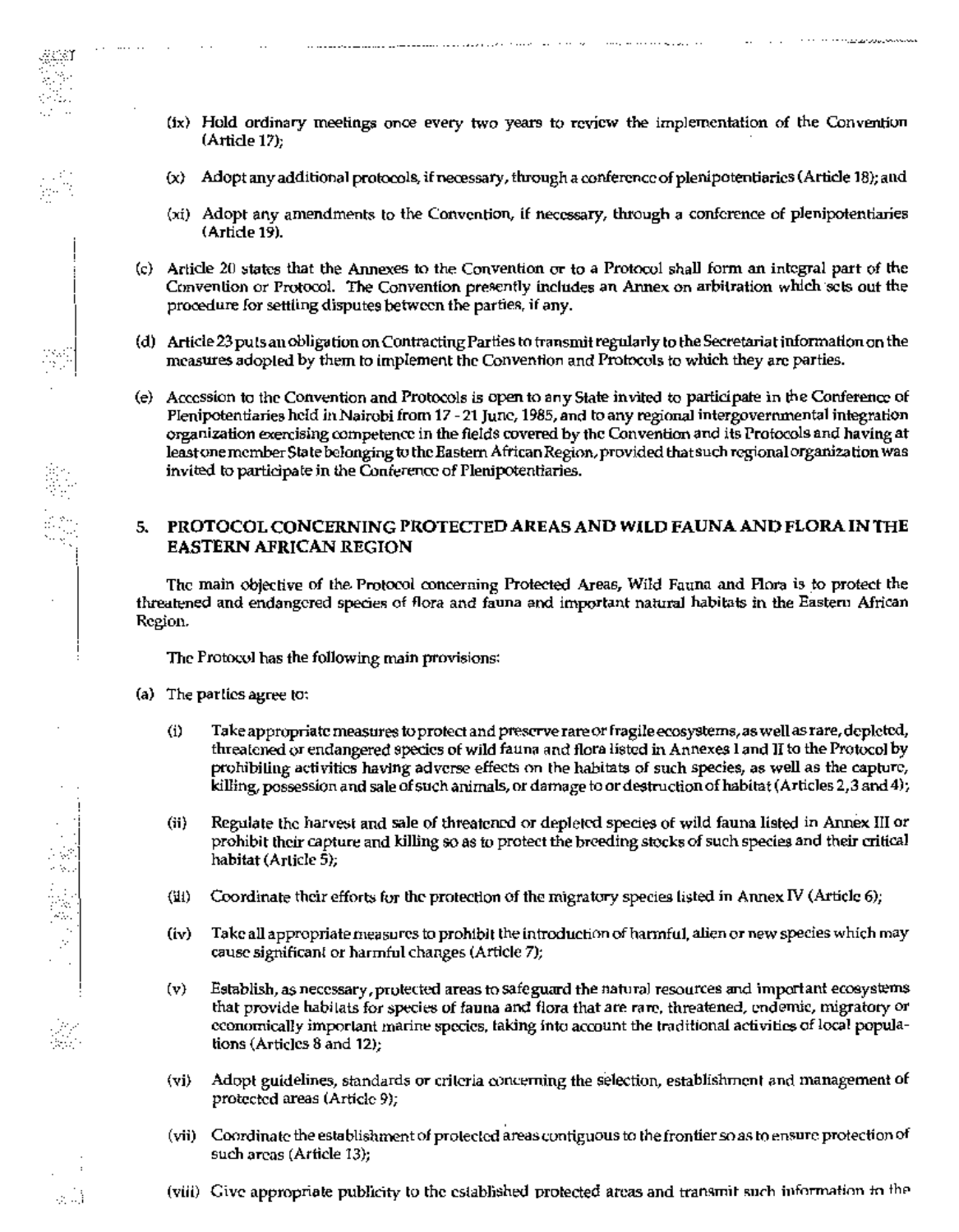(ix) Hold ordinary meetings once every two years to review the implementation of the Convention (Article 17);

(x) Adopt any additional protocols, if necessary, through a conference of plenipotentiaries (Article 18); and

(xi) Adopt any amendments to the Convention, if necessary, through a conference of plenipotentiaries (Article 19).

(c) Article 20 states that the Annexes to the Convention or to a Protocol shall form an integral part of the Convention or Protocol. The Convention presently includes an Annex on arbitration which sets out the procedure for settling disputes between the parties, if any.

(d) Article 23 puts an obligation on Contracting Parties to transmit regularly to the Secretariat information on the measures adopted by them to implement the Convention and Protocols to which they are parties.

(e) Accession to the Convention and Protocols is open to any State invited to participate in the Conference of Plenipotentiaries held in Nairobi from 17 - 21 June, 1985, and to any regional intergovernmental integration organization exercising competence in the fields covered by the Convention and its Protocols and having at least one member State belonging to the Eastern African Region, provided that such regional organization was invited to participate in the Conference of Plenipotentiaries.

## 5. PROTOCOL CONCERNING PROTECTED AREAS AND WILD FAUNA AND FLORA IN THE EASTERN AFRICAN REGION

The main objective of the Protocol concerning Protected Areas, Wild Fauna and Flora is to protect the threatened and endangered species of flora and fauna and important natural habitats in the Eastern African Region.

The Protocol has the following main provisions:

(a) The parties agree to:

(i) Take appropriate measures to protect and preserve rare or fragile ecosystems, as well as rare, depleted, threatened or endangered species of wild fauna and flora listed in Annexes I and II to the Protocol by prohibiting activities having adverse effects on the habitats of such species, as well as the capture, killing, possession and sale of such animals, or damage to or destruction of habitat (Articles 2, 3 and 4);

(ii) Regulate the harvest and sale of threatened or depleted species of wild fauna listed in Annex III or prohibit their capture and killing so as to protect the breeding stocks of such species and their critical habitat (Article 5);

(iii) Coordinate their efforts for the protection of the migratory species listed in Annex IV (Article 6);

(iv) Take all appropriate measures to prohibit the introduction of harmful, alien or new species which may cause significant or harmful changes (Article 7);

(v) Establish, as necessary, protected areas to safeguard the natural resources and important ecosystems that provide habitats for species of fauna and flora that are rare, threatened, endemic, migratory or economically important marine species, taking into account the traditional activities of local populations (Articles 8 and 12);

(vi) Adopt guidelines, standards or criteria concerning the selection, establishment and management of protected areas (Article 9);

(vii) Coordinate the establishment of protected areas contiguous to the frontier so as to ensure protection of such areas (Article 13);

(viii) Give appropriate publicity to the established protected areas and transmit such information to the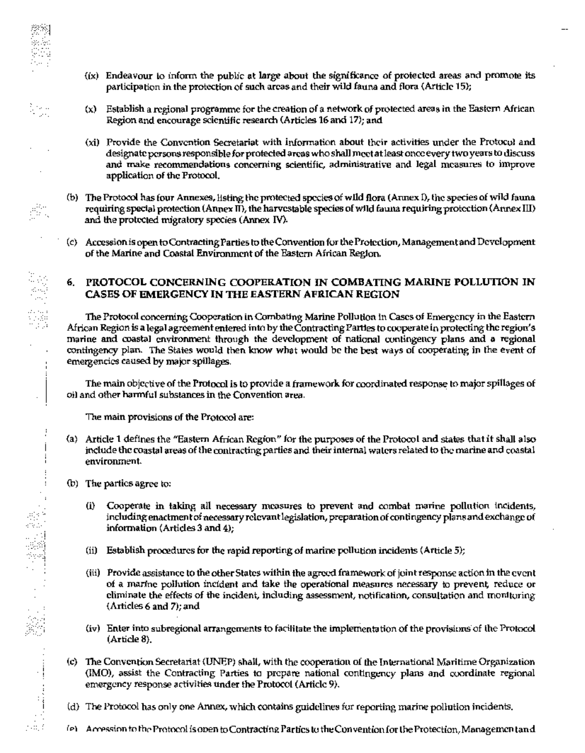(ix) Endeavour to inform the public at large about the significance of protected areas and promote its participation in the protection of such areas and their wild fauna and flora (Article 15);

(x) Establish a regional programme for the creation of a network of protected areas in the Eastern African Region and encourage scientific research (Articles 16 and 17); and

(xi) Provide the Convention Secretariat with information about their activities under the Protocol and designate persons responsible for protected areas who shall meet at least once every two years to discuss and make recommendations concerning scientific, administrative and legal measures to improve application of the Protocol.

(b) The Protocol has four Annexes, listing the protected species of wild flora (Annex I), the species of wild fauna requiring special protection (Annex II), the harvestable species of wild fauna requiring protection (Annex III) and the protected migratory species (Annex IV).

(c) Accession is open to Contracting Parties to the Convention for the Protection, Management and Development of the Marine and Coastal Environment of the Eastern African Region.

## 6. PROTOCOL CONCERNING COOPERATION IN COMBATING MARINE POLLUTION IN CASES OF EMERGENCY IN THE EASTERN AFRICAN REGION

The Protocol concerning Cooperation in Combating Marine Pollution in Cases of Emergency in the Eastern African Region is a legal agreement entered into by the Contracting Parties to cooperate in protecting the region's marine and coastal environment through the development of national contingency plans and a regional contingency plan. The States would then know what would be the best ways of cooperating in the event of emergencies caused by major spillages.

The main objective of the Protocol is to provide a framework for coordinated response to major spillages of oil and other harmful substances in the Convention area.

The main provisions of the Protocol are:

(a) Article 1 defines the "Eastern African Region" for the purposes of the Protocol and states that it shall also include the coastal areas of the contracting parties and their internal waters related to the marine and coastal environment.

(b) The parties agree to:

(i) Cooperate in taking all necessary measures to prevent and combat marine pollution incidents, including enactment of necessary relevant legislation, preparation of contingency plans and exchange of information (Articles 3 and 4);

(ii) Establish procedures for the rapid reporting of marine pollution incidents (Article 5);

(iii) Provide assistance to the other States within the agreed framework of joint response action in the event of a marine pollution incident and take the operational measures necessary to prevent, reduce or eliminate the effects of the incident, including assessment, notification, consultation and monitoring (Articles 6 and 7); and

(iv) Enter into subregional arrangements to facilitate the implementation of the provisions of the Protocol (Article 8).

(c) The Convention Secretariat (UNEP) shall, with the cooperation of the International Maritime Organization (IMO), assist the Contracting Parties to prepare national contingency plans and coordinate regional emergency response activities under the Protocol (Article 9).

(d) The Protocol has only one Annex, which contains guidelines for reporting marine pollution incidents.

(e) Accession to the Protocol is open to Contracting Parties to the Convention for the Protection, Management and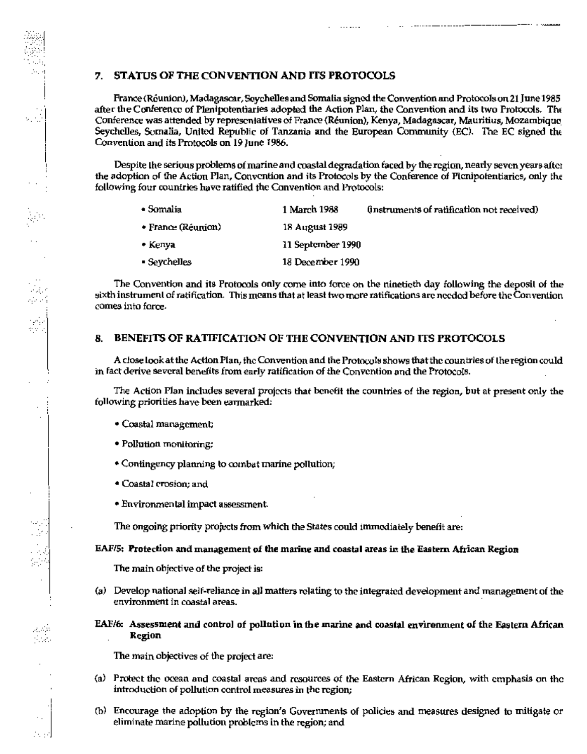## 7. STATUS OF THE CONVENTION AND ITS PROTOCOLS

France (Réunion), Madagascar, Seychelles and Somalia signed the Convention and Protocols on 21 June 1985 after the Conference of Plenipotentiaries adopted the Action Plan, the Convention and its two Protocols. The Conference was attended by representatives of France (Réunion), Kenya, Madagascar, Mauritius, Mozambique, Seychelles, Somalia, United Republic of Tanzania and the European Community (EC). The EC signed the Convention and its Protocols on 19 June 1986.

Despite the serious problems of marine and coastal degradation faced by the region, nearly seven years after the adoption of the Action Plan, Convention and its Protocols by the Conference of Plenipotentiaries, only the following four countries have ratified the Convention and Protocols:

| | | |
|---|---|---|
| • Somalia | 1 March 1988 | (instruments of ratification not received) |
| • France (Réunion) | 18 August 1989 | |
| • Kenya | 11 September 1990 | |
| • Seychelles | 18 December 1990 | |

The Convention and its Protocols only come into force on the ninetieth day following the deposit of the sixth instrument of ratification. This means that at least two more ratifications are needed before the Convention comes into force.

## 8. BENEFITS OF RATIFICATION OF THE CONVENTION AND ITS PROTOCOLS

A close look at the Action Plan, the Convention and the Protocols shows that the countries of the region could in fact derive several benefits from early ratification of the Convention and the Protocols.

The Action Plan includes several projects that benefit the countries of the region, but at present only the following priorities have been earmarked:

- Coastal management;
- Pollution monitoring;
- Contingency planning to combat marine pollution;
- Coastal erosion; and
- Environmental impact assessment.

The ongoing priority projects from which the States could immediately benefit are:

**EAF/5: Protection and management of the marine and coastal areas in the Eastern African Region**

The main objective of the project is:

(a) Develop national self-reliance in all matters relating to the integrated development and management of the environment in coastal areas.

**EAF/6: Assessment and control of pollution in the marine and coastal environment of the Eastern African Region**

The main objectives of the project are:

(a) Protect the ocean and coastal areas and resources of the Eastern African Region, with emphasis on the introduction of pollution control measures in the region;

(b) Encourage the adoption by the region's Governments of policies and measures designed to mitigate or eliminate marine pollution problems in the region; and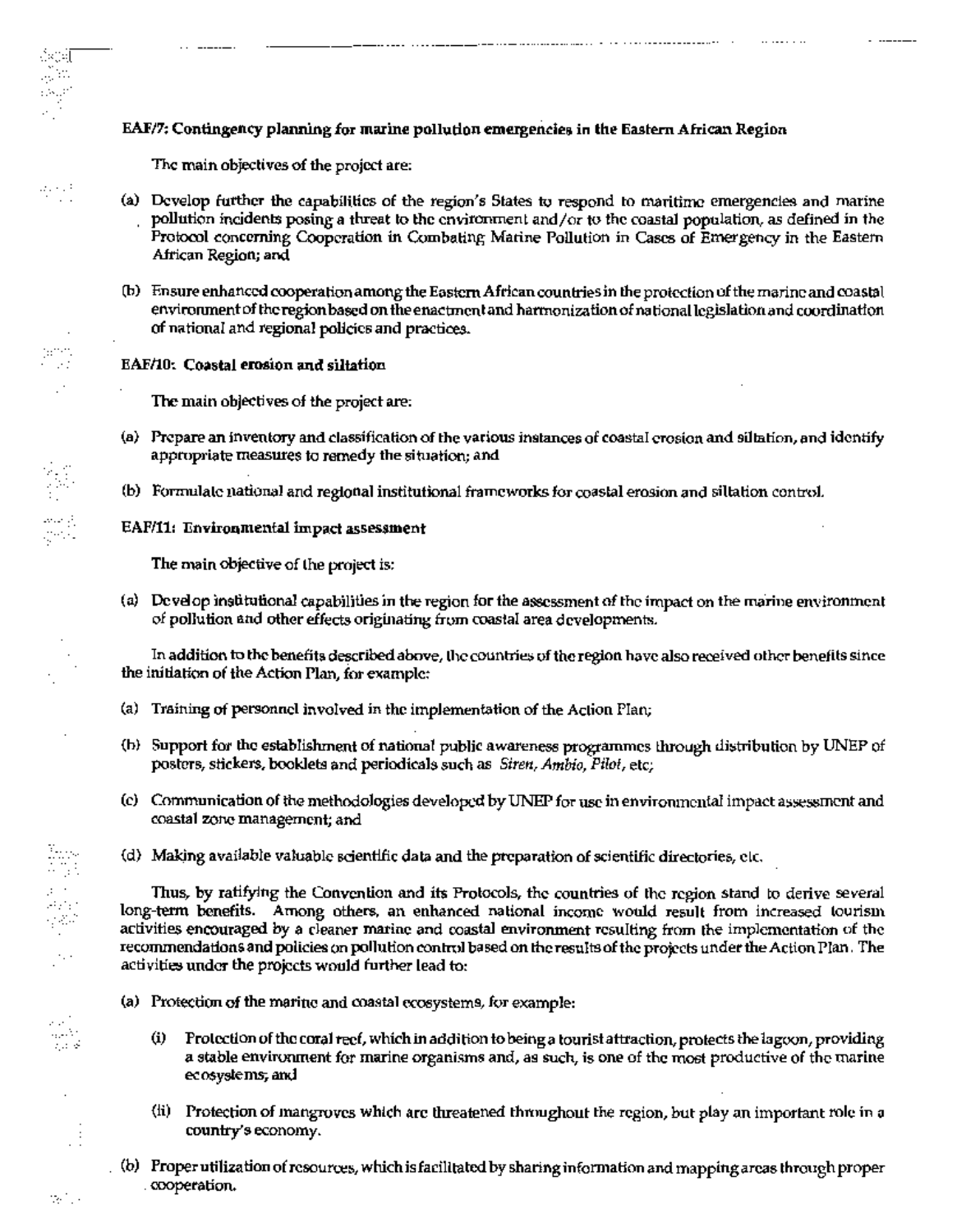**EAF/7: Contingency planning for marine pollution emergencies in the Eastern African Region**

The main objectives of the project are:

(a) Develop further the capabilities of the region's States to respond to maritime emergencies and marine pollution incidents posing a threat to the environment and/or to the coastal population, as defined in the Protocol concerning Cooperation in Combating Marine Pollution in Cases of Emergency in the Eastern African Region; and

(b) Ensure enhanced cooperation among the Eastern African countries in the protection of the marine and coastal environment of the region based on the enactment and harmonization of national legislation and coordination of national and regional policies and practices.

**EAF/10: Coastal erosion and siltation**

The main objectives of the project are:

(a) Prepare an inventory and classification of the various instances of coastal erosion and siltation, and identify appropriate measures to remedy the situation; and

(b) Formulate national and regional institutional frameworks for coastal erosion and siltation control.

**EAF/11: Environmental impact assessment**

The main objective of the project is:

(a) Develop institutional capabilities in the region for the assessment of the impact on the marine environment of pollution and other effects originating from coastal area developments.

In addition to the benefits described above, the countries of the region have also received other benefits since the initiation of the Action Plan, for example:

(a) Training of personnel involved in the implementation of the Action Plan;

(b) Support for the establishment of national public awareness programmes through distribution by UNEP of posters, stickers, booklets and periodicals such as *Siren, Ambio, Pilot*, etc;

(c) Communication of the methodologies developed by UNEP for use in environmental impact assessment and coastal zone management; and

(d) Making available valuable scientific data and the preparation of scientific directories, etc.

Thus, by ratifying the Convention and its Protocols, the countries of the region stand to derive several long-term benefits. Among others, an enhanced national income would result from increased tourism activities encouraged by a cleaner marine and coastal environment resulting from the implementation of the recommendations and policies on pollution control based on the results of the projects under the Action Plan. The activities under the projects would further lead to:

(a) Protection of the marine and coastal ecosystems, for example:

   (i) Protection of the coral reef, which in addition to being a tourist attraction, protects the lagoon, providing a stable environment for marine organisms and, as such, is one of the most productive of the marine ecosystems; and

   (ii) Protection of mangroves which are threatened throughout the region, but play an important role in a country's economy.

(b) Proper utilization of resources, which is facilitated by sharing information and mapping areas through proper cooperation.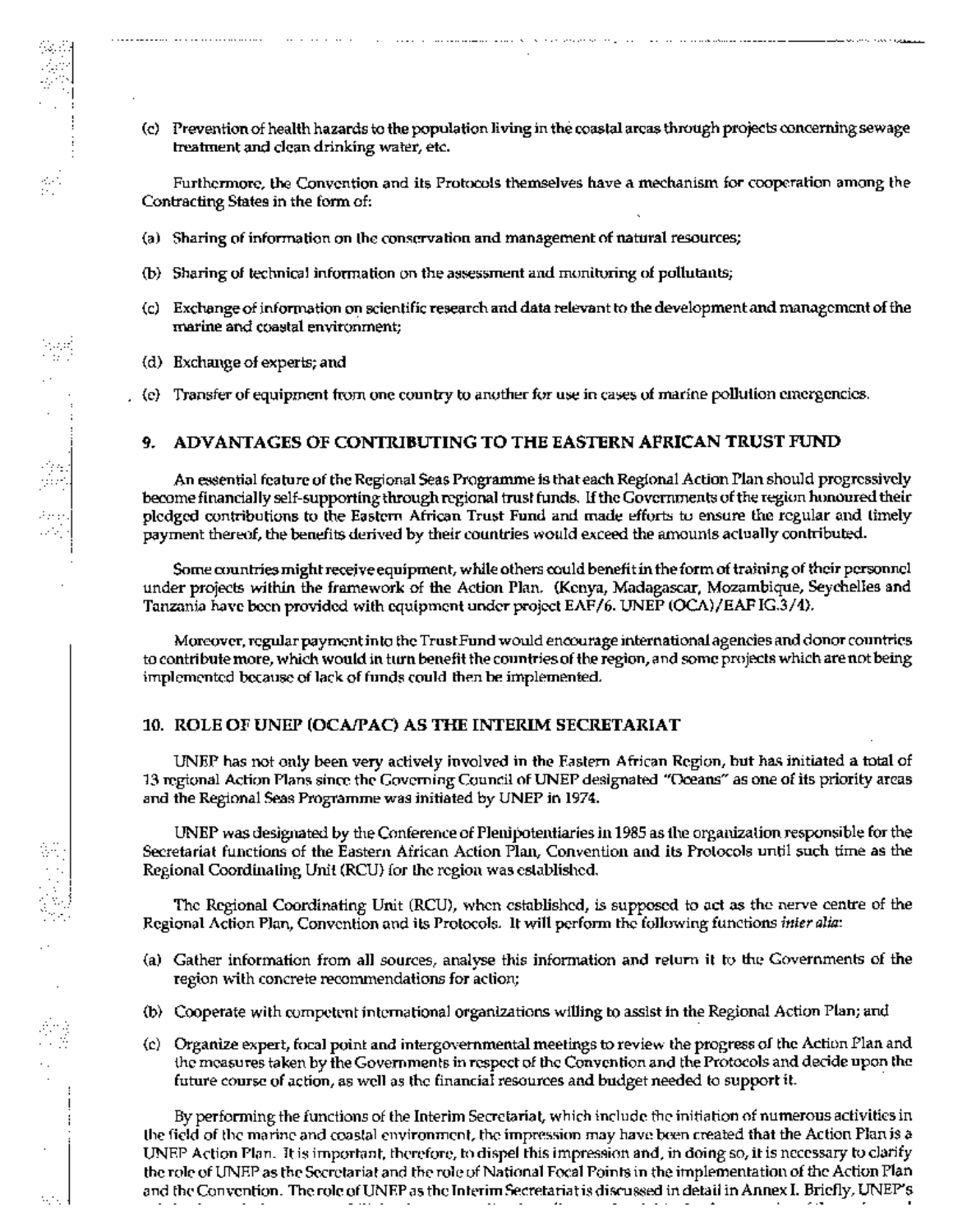(c) Prevention of health hazards to the population living in the coastal areas through projects concerning sewage treatment and clean drinking water, etc.

Furthermore, the Convention and its Protocols themselves have a mechanism for cooperation among the Contracting States in the form of:

(a) Sharing of information on the conservation and management of natural resources;

(b) Sharing of technical information on the assessment and monitoring of pollutants;

(c) Exchange of information on scientific research and data relevant to the development and management of the marine and coastal environment;

(d) Exchange of experts; and

(e) Transfer of equipment from one country to another for use in cases of marine pollution emergencies.

## 9. ADVANTAGES OF CONTRIBUTING TO THE EASTERN AFRICAN TRUST FUND

An essential feature of the Regional Seas Programme is that each Regional Action Plan should progressively become financially self-supporting through regional trust funds. If the Governments of the region honoured their pledged contributions to the Eastern African Trust Fund and made efforts to ensure the regular and timely payment thereof, the benefits derived by their countries would exceed the amounts actually contributed.

Some countries might receive equipment, while others could benefit in the form of training of their personnel under projects within the framework of the Action Plan. (Kenya, Madagascar, Mozambique, Seychelles and Tanzania have been provided with equipment under project EAF/6. UNEP (OCA)/EAF IG.3/4).

Moreover, regular payment into the Trust Fund would encourage international agencies and donor countries to contribute more, which would in turn benefit the countries of the region, and some projects which are not being implemented because of lack of funds could then be implemented.

## 10. ROLE OF UNEP (OCA/PAC) AS THE INTERIM SECRETARIAT

UNEP has not only been very actively involved in the Eastern African Region, but has initiated a total of 13 regional Action Plans since the Governing Council of UNEP designated "Oceans" as one of its priority areas and the Regional Seas Programme was initiated by UNEP in 1974.

UNEP was designated by the Conference of Plenipotentiaries in 1985 as the organization responsible for the Secretariat functions of the Eastern African Action Plan, Convention and its Protocols until such time as the Regional Coordinating Unit (RCU) for the region was established.

The Regional Coordinating Unit (RCU), when established, is supposed to act as the nerve centre of the Regional Action Plan, Convention and its Protocols. It will perform the following functions *inter alia*:

(a) Gather information from all sources, analyse this information and return it to the Governments of the region with concrete recommendations for action;

(b) Cooperate with competent international organizations willing to assist in the Regional Action Plan; and

(c) Organize expert, focal point and intergovernmental meetings to review the progress of the Action Plan and the measures taken by the Governments in respect of the Convention and the Protocols and decide upon the future course of action, as well as the financial resources and budget needed to support it.

By performing the functions of the Interim Secretariat, which include the initiation of numerous activities in the field of the marine and coastal environment, the impression may have been created that the Action Plan is a UNEP Action Plan. It is important, therefore, to dispel this impression and, in doing so, it is necessary to clarify the role of UNEP as the Secretariat and the role of National Focal Points in the implementation of the Action Plan and the Convention. The role of UNEP as the Interim Secretariat is discussed in detail in Annex I. Briefly, UNEP's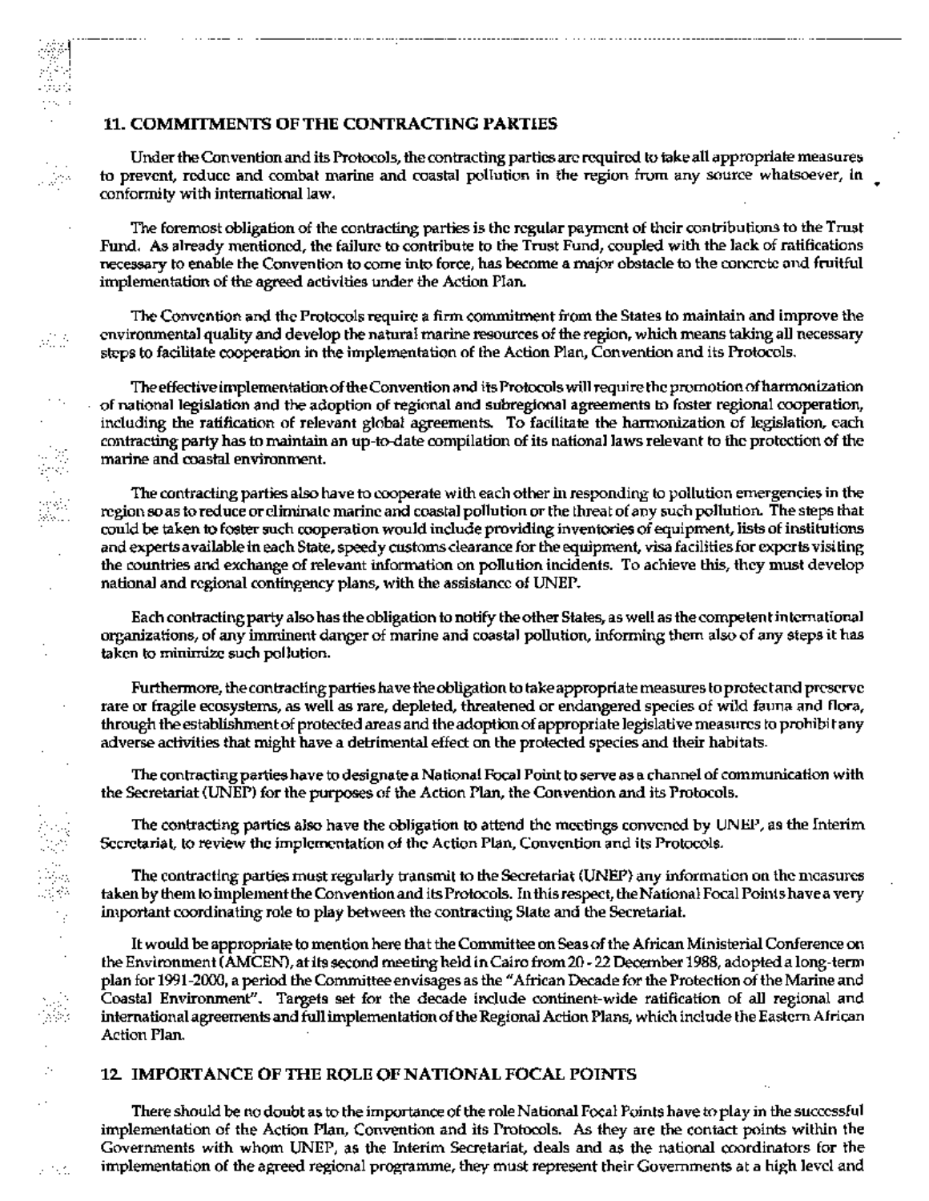## 11. COMMITMENTS OF THE CONTRACTING PARTIES

Under the Convention and its Protocols, the contracting parties are required to take all appropriate measures to prevent, reduce and combat marine and coastal pollution in the region from any source whatsoever, in conformity with international law.

The foremost obligation of the contracting parties is the regular payment of their contributions to the Trust Fund. As already mentioned, the failure to contribute to the Trust Fund, coupled with the lack of ratifications necessary to enable the Convention to come into force, has become a major obstacle to the concrete and fruitful implementation of the agreed activities under the Action Plan.

The Convention and the Protocols require a firm commitment from the States to maintain and improve the environmental quality and develop the natural marine resources of the region, which means taking all necessary steps to facilitate cooperation in the implementation of the Action Plan, Convention and its Protocols.

The effective implementation of the Convention and its Protocols will require the promotion of harmonization of national legislation and the adoption of regional and subregional agreements to foster regional cooperation, including the ratification of relevant global agreements. To facilitate the harmonization of legislation, each contracting party has to maintain an up-to-date compilation of its national laws relevant to the protection of the marine and coastal environment.

The contracting parties also have to cooperate with each other in responding to pollution emergencies in the region so as to reduce or eliminate marine and coastal pollution or the threat of any such pollution. The steps that could be taken to foster such cooperation would include providing inventories of equipment, lists of institutions and experts available in each State, speedy customs clearance for the equipment, visa facilities for experts visiting the countries and exchange of relevant information on pollution incidents. To achieve this, they must develop national and regional contingency plans, with the assistance of UNEP.

Each contracting party also has the obligation to notify the other States, as well as the competent international organizations, of any imminent danger of marine and coastal pollution, informing them also of any steps it has taken to minimize such pollution.

Furthermore, the contracting parties have the obligation to take appropriate measures to protect and preserve rare or fragile ecosystems, as well as rare, depleted, threatened or endangered species of wild fauna and flora, through the establishment of protected areas and the adoption of appropriate legislative measures to prohibit any adverse activities that might have a detrimental effect on the protected species and their habitats.

The contracting parties have to designate a National Focal Point to serve as a channel of communication with the Secretariat (UNEP) for the purposes of the Action Plan, the Convention and its Protocols.

The contracting parties also have the obligation to attend the meetings convened by UNEP, as the Interim Secretariat, to review the implementation of the Action Plan, Convention and its Protocols.

The contracting parties must regularly transmit to the Secretariat (UNEP) any information on the measures taken by them to implement the Convention and its Protocols. In this respect, the National Focal Points have a very important coordinating role to play between the contracting State and the Secretariat.

It would be appropriate to mention here that the Committee on Seas of the African Ministerial Conference on the Environment (AMCEN), at its second meeting held in Cairo from 20 - 22 December 1988, adopted a long-term plan for 1991-2000, a period the Committee envisages as the "African Decade for the Protection of the Marine and Coastal Environment". Targets set for the decade include continent-wide ratification of all regional and international agreements and full implementation of the Regional Action Plans, which include the Eastern African Action Plan.

## 12. IMPORTANCE OF THE ROLE OF NATIONAL FOCAL POINTS

There should be no doubt as to the importance of the role National Focal Points have to play in the successful implementation of the Action Plan, Convention and its Protocols. As they are the contact points within the Governments with whom UNEP, as the Interim Secretariat, deals and as the national coordinators for the implementation of the agreed regional programme, they must represent their Governments at a high level and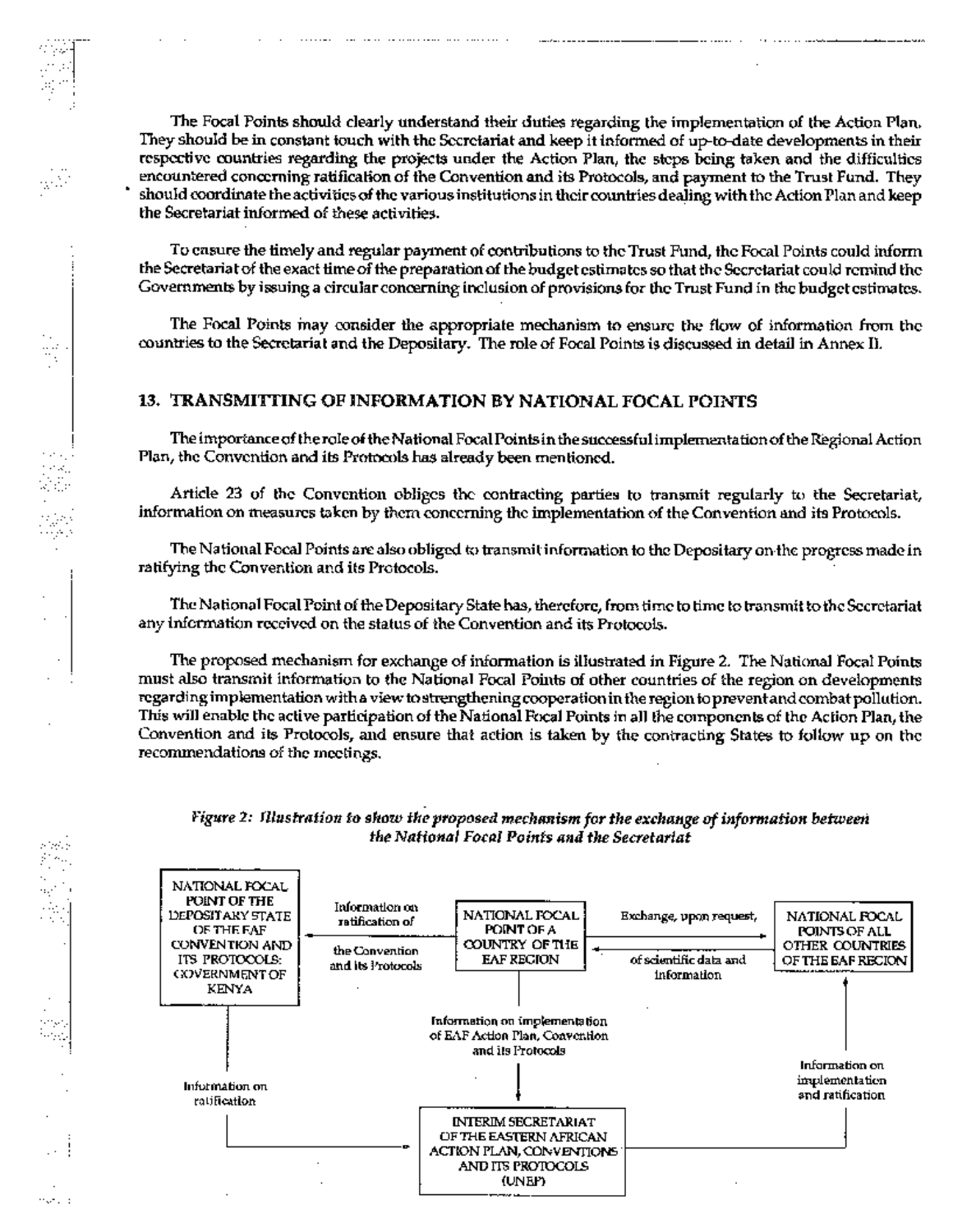The Focal Points should clearly understand their duties regarding the implementation of the Action Plan. They should be in constant touch with the Secretariat and keep it informed of up-to-date developments in their respective countries regarding the projects under the Action Plan, the steps being taken and the difficulties encountered concerning ratification of the Convention and its Protocols, and payment to the Trust Fund. They should coordinate the activities of the various institutions in their countries dealing with the Action Plan and keep the Secretariat informed of these activities.

To ensure the timely and regular payment of contributions to the Trust Fund, the Focal Points could inform the Secretariat of the exact time of the preparation of the budget estimates so that the Secretariat could remind the Governments by issuing a circular concerning inclusion of provisions for the Trust Fund in the budget estimates.

The Focal Points may consider the appropriate mechanism to ensure the flow of information from the countries to the Secretariat and the Depositary. The role of Focal Points is discussed in detail in Annex II.

## 13. TRANSMITTING OF INFORMATION BY NATIONAL FOCAL POINTS

The importance of the role of the National Focal Points in the successful implementation of the Regional Action Plan, the Convention and its Protocols has already been mentioned.

Article 23 of the Convention obliges the contracting parties to transmit regularly to the Secretariat, information on measures taken by them concerning the implementation of the Convention and its Protocols.

The National Focal Points are also obliged to transmit information to the Depositary on the progress made in ratifying the Convention and its Protocols.

The National Focal Point of the Depositary State has, therefore, from time to time to transmit to the Secretariat any information received on the status of the Convention and its Protocols.

The proposed mechanism for exchange of information is illustrated in Figure 2. The National Focal Points must also transmit information to the National Focal Points of other countries of the region on developments regarding implementation with a view to strengthening cooperation in the region to prevent and combat pollution. This will enable the active participation of the National Focal Points in all the components of the Action Plan, the Convention and its Protocols, and ensure that action is taken by the contracting States to follow up on the recommendations of the meetings.

*Figure 2: Illustration to show the proposed mechanism for the exchange of information between the National Focal Points and the Secretariat*

- NATIONAL FOCAL POINT OF A COUNTRY OF THE EAF REGION → NATIONAL FOCAL POINT OF THE DEPOSITARY STATE OF THE EAF CONVENTION AND ITS PROTOCOLS: GOVERNMENT OF KENYA: Information on ratification of the Convention and its Protocols
- NATIONAL FOCAL POINT OF A COUNTRY OF THE EAF REGION ↔ NATIONAL FOCAL POINTS OF ALL OTHER COUNTRIES OF THE EAF REGION: Exchange, upon request, of scientific data and information
- NATIONAL FOCAL POINT OF A COUNTRY OF THE EAF REGION → INTERIM SECRETARIAT OF THE EASTERN AFRICAN ACTION PLAN, CONVENTIONS AND ITS PROTOCOLS (UNEP): Information on implementation of EAF Action Plan, Convention and its Protocols
- NATIONAL FOCAL POINT OF THE DEPOSITARY STATE → INTERIM SECRETARIAT: Information on ratification
- INTERIM SECRETARIAT → NATIONAL FOCAL POINTS OF ALL OTHER COUNTRIES OF THE EAF REGION: Information on implementation and ratification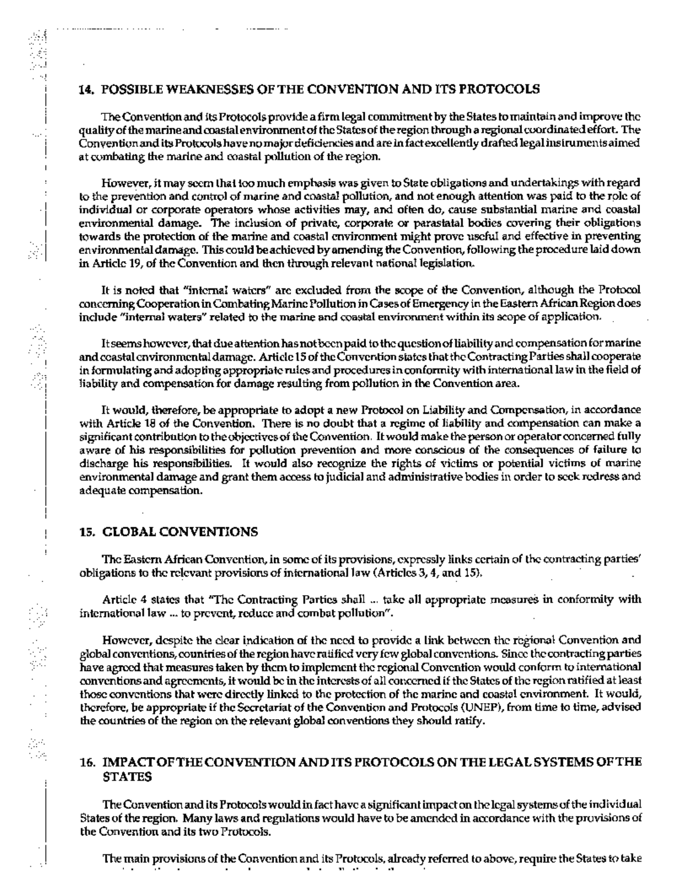## 14. POSSIBLE WEAKNESSES OF THE CONVENTION AND ITS PROTOCOLS

The Convention and its Protocols provide a firm legal commitment by the States to maintain and improve the quality of the marine and coastal environment of the States of the region through a regional coordinated effort. The Convention and its Protocols have no major deficiencies and are in fact excellently drafted legal instruments aimed at combating the marine and coastal pollution of the region.

However, it may seem that too much emphasis was given to State obligations and undertakings with regard to the prevention and control of marine and coastal pollution, and not enough attention was paid to the role of individual or corporate operators whose activities may, and often do, cause substantial marine and coastal environmental damage. The inclusion of private, corporate or parastatal bodies covering their obligations towards the protection of the marine and coastal environment might prove useful and effective in preventing environmental damage. This could be achieved by amending the Convention, following the procedure laid down in Article 19, of the Convention and then through relevant national legislation.

It is noted that "internal waters" are excluded from the scope of the Convention, although the Protocol concerning Cooperation in Combating Marine Pollution in Cases of Emergency in the Eastern African Region does include "internal waters" related to the marine and coastal environment within its scope of application.

It seems however, that due attention has not been paid to the question of liability and compensation for marine and coastal environmental damage. Article 15 of the Convention states that the Contracting Parties shall cooperate in formulating and adopting appropriate rules and procedures in conformity with international law in the field of liability and compensation for damage resulting from pollution in the Convention area.

It would, therefore, be appropriate to adopt a new Protocol on Liability and Compensation, in accordance with Article 18 of the Convention. There is no doubt that a regime of liability and compensation can make a significant contribution to the objectives of the Convention. It would make the person or operator concerned fully aware of his responsibilities for pollution prevention and more conscious of the consequences of failure to discharge his responsibilities. It would also recognize the rights of victims or potential victims of marine environmental damage and grant them access to judicial and administrative bodies in order to seek redress and adequate compensation.

## 15. GLOBAL CONVENTIONS

The Eastern African Convention, in some of its provisions, expressly links certain of the contracting parties' obligations to the relevant provisions of international law (Articles 3, 4, and 15).

Article 4 states that "The Contracting Parties shall ... take all appropriate measures in conformity with international law ... to prevent, reduce and combat pollution".

However, despite the clear indication of the need to provide a link between the regional Convention and global conventions, countries of the region have ratified very few global conventions. Since the contracting parties have agreed that measures taken by them to implement the regional Convention would conform to international conventions and agreements, it would be in the interests of all concerned if the States of the region ratified at least those conventions that were directly linked to the protection of the marine and coastal environment. It would, therefore, be appropriate if the Secretariat of the Convention and Protocols (UNEP), from time to time, advised the countries of the region on the relevant global conventions they should ratify.

## 16. IMPACT OF THE CONVENTION AND ITS PROTOCOLS ON THE LEGAL SYSTEMS OF THE STATES

The Convention and its Protocols would in fact have a significant impact on the legal systems of the individual States of the region. Many laws and regulations would have to be amended in accordance with the provisions of the Convention and its two Protocols.

The main provisions of the Convention and its Protocols, already referred to above, require the States to take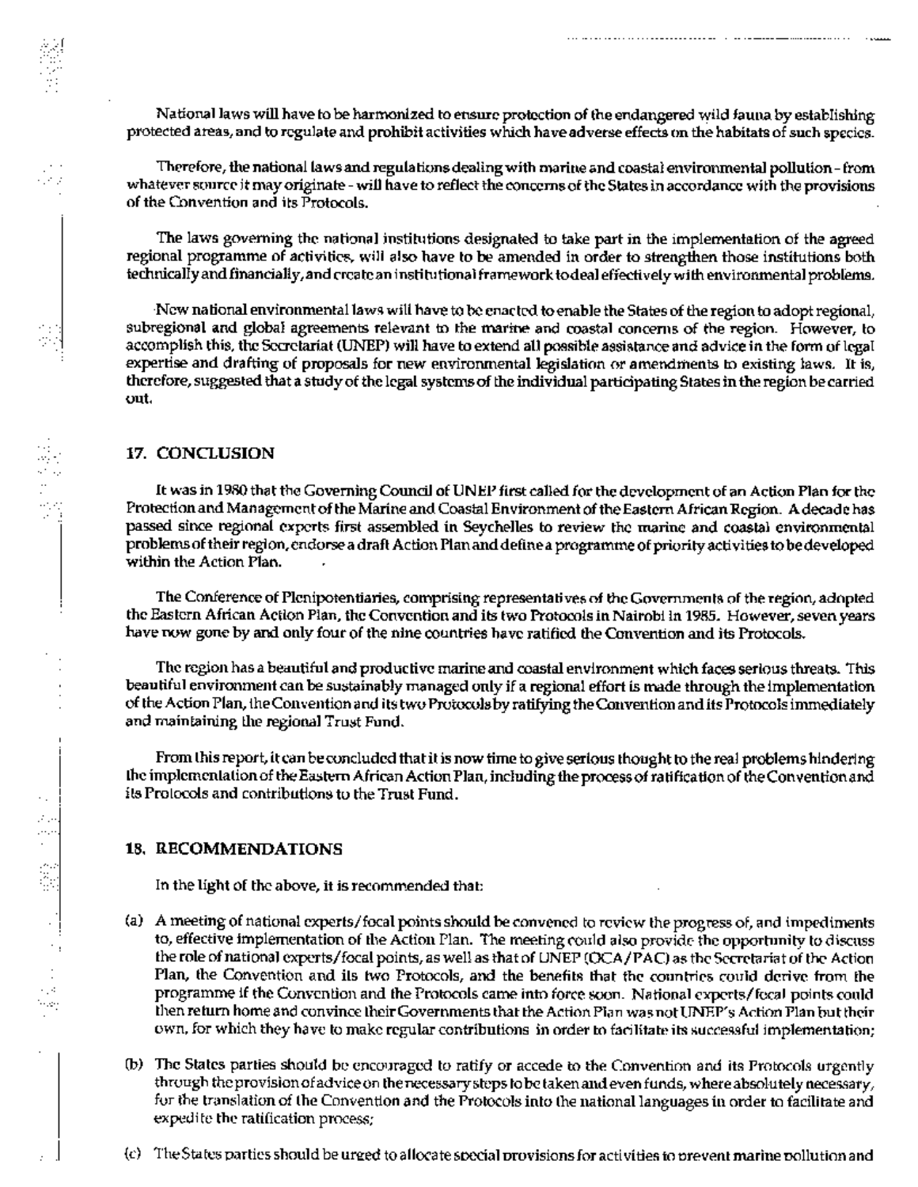National laws will have to be harmonized to ensure protection of the endangered wild fauna by establishing protected areas, and to regulate and prohibit activities which have adverse effects on the habitats of such species.

Therefore, the national laws and regulations dealing with marine and coastal environmental pollution - from whatever source it may originate - will have to reflect the concerns of the States in accordance with the provisions of the Convention and its Protocols.

The laws governing the national institutions designated to take part in the implementation of the agreed regional programme of activities, will also have to be amended in order to strengthen those institutions both technically and financially, and create an institutional framework to deal effectively with environmental problems.

New national environmental laws will have to be enacted to enable the States of the region to adopt regional, subregional and global agreements relevant to the marine and coastal concerns of the region. However, to accomplish this, the Secretariat (UNEP) will have to extend all possible assistance and advice in the form of legal expertise and drafting of proposals for new environmental legislation or amendments to existing laws. It is, therefore, suggested that a study of the legal systems of the individual participating States in the region be carried out.

## 17. CONCLUSION

It was in 1980 that the Governing Council of UNEP first called for the development of an Action Plan for the Protection and Management of the Marine and Coastal Environment of the Eastern African Region. A decade has passed since regional experts first assembled in Seychelles to review the marine and coastal environmental problems of their region, endorse a draft Action Plan and define a programme of priority activities to be developed within the Action Plan.

The Conference of Plenipotentiaries, comprising representatives of the Governments of the region, adopted the Eastern African Action Plan, the Convention and its two Protocols in Nairobi in 1985. However, seven years have now gone by and only four of the nine countries have ratified the Convention and its Protocols.

The region has a beautiful and productive marine and coastal environment which faces serious threats. This beautiful environment can be sustainably managed only if a regional effort is made through the implementation of the Action Plan, the Convention and its two Protocols by ratifying the Convention and its Protocols immediately and maintaining the regional Trust Fund.

From this report, it can be concluded that it is now time to give serious thought to the real problems hindering the implementation of the Eastern African Action Plan, including the process of ratification of the Convention and its Protocols and contributions to the Trust Fund.

## 18. RECOMMENDATIONS

In the light of the above, it is recommended that:

(a) A meeting of national experts/focal points should be convened to review the progress of, and impediments to, effective implementation of the Action Plan. The meeting could also provide the opportunity to discuss the role of national experts/focal points, as well as that of UNEP (OCA/PAC) as the Secretariat of the Action Plan, the Convention and its two Protocols, and the benefits that the countries could derive from the programme if the Convention and the Protocols came into force soon. National experts/focal points could then return home and convince their Governments that the Action Plan was not UNEP's Action Plan but their own, for which they have to make regular contributions in order to facilitate its successful implementation;

(b) The States parties should be encouraged to ratify or accede to the Convention and its Protocols urgently through the provision of advice on the necessary steps to be taken and even funds, where absolutely necessary, for the translation of the Convention and the Protocols into the national languages in order to facilitate and expedite the ratification process;

(c) The States parties should be urged to allocate special provisions for activities to prevent marine pollution and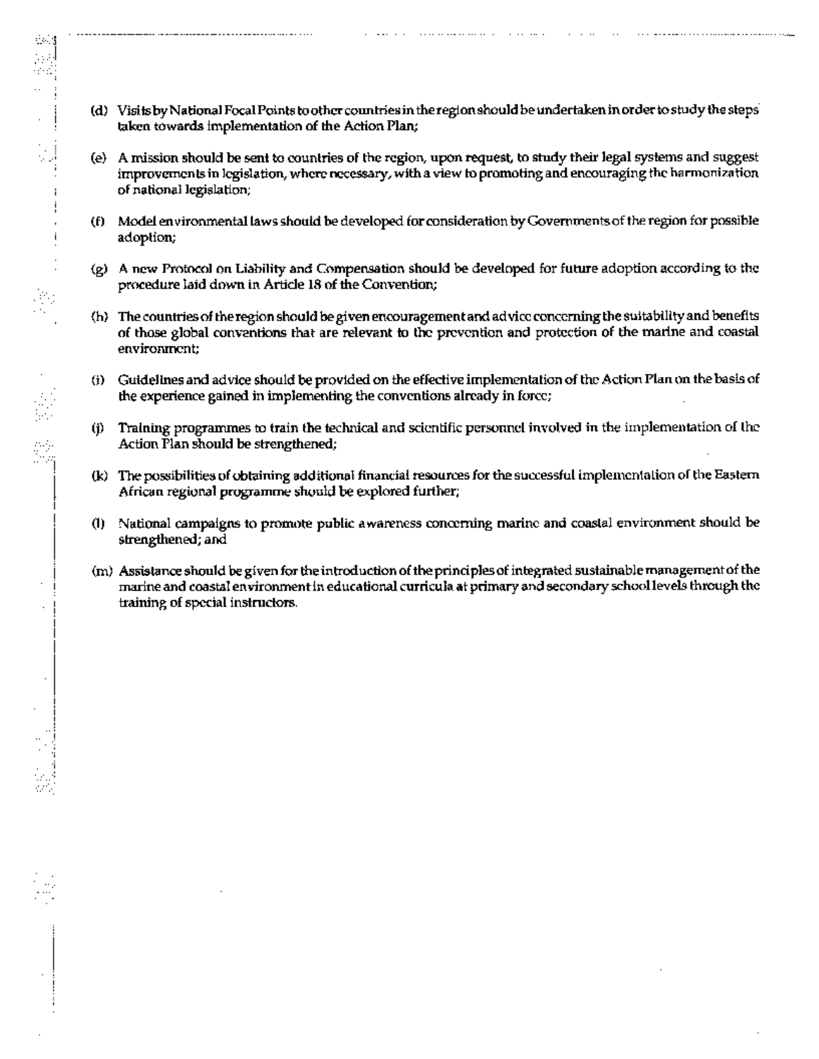(d) Visits by National Focal Points to other countries in the region should be undertaken in order to study the steps taken towards implementation of the Action Plan;

(e) A mission should be sent to countries of the region, upon request, to study their legal systems and suggest improvements in legislation, where necessary, with a view to promoting and encouraging the harmonization of national legislation;

(f) Model environmental laws should be developed for consideration by Governments of the region for possible adoption;

(g) A new Protocol on Liability and Compensation should be developed for future adoption according to the procedure laid down in Article 18 of the Convention;

(h) The countries of the region should be given encouragement and advice concerning the suitability and benefits of those global conventions that are relevant to the prevention and protection of the marine and coastal environment;

(i) Guidelines and advice should be provided on the effective implementation of the Action Plan on the basis of the experience gained in implementing the conventions already in force;

(j) Training programmes to train the technical and scientific personnel involved in the implementation of the Action Plan should be strengthened;

(k) The possibilities of obtaining additional financial resources for the successful implementation of the Eastern African regional programme should be explored further;

(l) National campaigns to promote public awareness concerning marine and coastal environment should be strengthened; and

(m) Assistance should be given for the introduction of the principles of integrated sustainable management of the marine and coastal environment in educational curricula at primary and secondary school levels through the training of special instructors.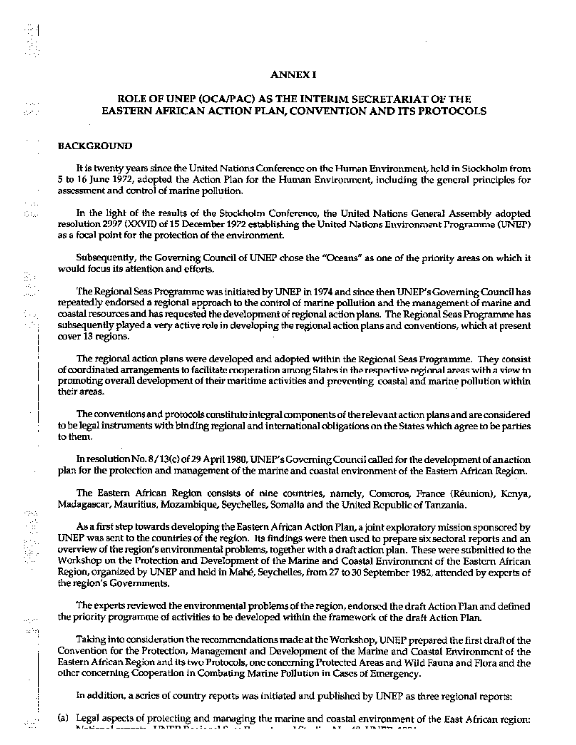## ANNEX I

## ROLE OF UNEP (OCA/PAC) AS THE INTERIM SECRETARIAT OF THE EASTERN AFRICAN ACTION PLAN, CONVENTION AND ITS PROTOCOLS

### BACKGROUND

It is twenty years since the United Nations Conference on the Human Environment, held in Stockholm from 5 to 16 June 1972, adopted the Action Plan for the Human Environment, including the general principles for assessment and control of marine pollution.

In the light of the results of the Stockholm Conference, the United Nations General Assembly adopted resolution 2997 (XXVII) of 15 December 1972 establishing the United Nations Environment Programme (UNEP) as a focal point for the protection of the environment.

Subsequently, the Governing Council of UNEP chose the "Oceans" as one of the priority areas on which it would focus its attention and efforts.

The Regional Seas Programme was initiated by UNEP in 1974 and since then UNEP's Governing Council has repeatedly endorsed a regional approach to the control of marine pollution and the management of marine and coastal resources and has requested the development of regional action plans. The Regional Seas Programme has subsequently played a very active role in developing the regional action plans and conventions, which at present cover 13 regions.

The regional action plans were developed and adopted within the Regional Seas Programme. They consist of coordinated arrangements to facilitate cooperation among States in the respective regional areas with a view to promoting overall development of their maritime activities and preventing coastal and marine pollution within their areas.

The conventions and protocols constitute integral components of the relevant action plans and are considered to be legal instruments with binding regional and international obligations on the States which agree to be parties to them.

In resolution No. 8/13(c) of 29 April 1980, UNEP's Governing Council called for the development of an action plan for the protection and management of the marine and coastal environment of the Eastern African Region.

The Eastern African Region consists of nine countries, namely, Comoros, France (Réunion), Kenya, Madagascar, Mauritius, Mozambique, Seychelles, Somalia and the United Republic of Tanzania.

As a first step towards developing the Eastern African Action Plan, a joint exploratory mission sponsored by UNEP was sent to the countries of the region. Its findings were then used to prepare six sectoral reports and an overview of the region's environmental problems, together with a draft action plan. These were submitted to the Workshop on the Protection and Development of the Marine and Coastal Environment of the Eastern African Region, organized by UNEP and held in Mahé, Seychelles, from 27 to 30 September 1982, attended by experts of the region's Governments.

The experts reviewed the environmental problems of the region, endorsed the draft Action Plan and defined the priority programme of activities to be developed within the framework of the draft Action Plan.

Taking into consideration the recommendations made at the Workshop, UNEP prepared the first draft of the Convention for the Protection, Management and Development of the Marine and Coastal Environment of the Eastern African Region and its two Protocols, one concerning Protected Areas and Wild Fauna and Flora and the other concerning Cooperation in Combating Marine Pollution in Cases of Emergency.

In addition, a series of country reports was initiated and published by UNEP as three regional reports:

(a) Legal aspects of protecting and managing the marine and coastal environment of the East African region: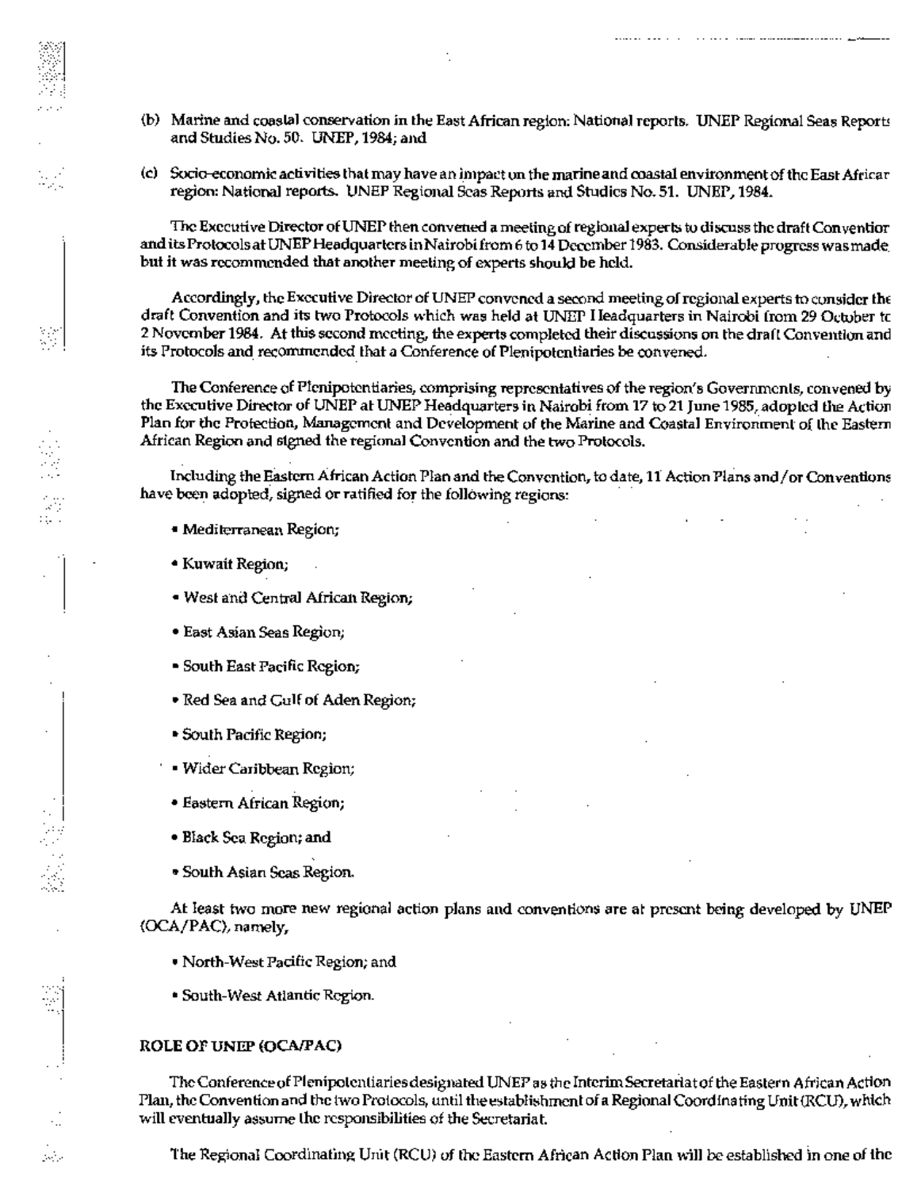(b) Marine and coastal conservation in the East African region: National reports. UNEP Regional Seas Reports and Studies No. 50. UNEP, 1984; and

(c) Socio-economic activities that may have an impact on the marine and coastal environment of the East African region: National reports. UNEP Regional Seas Reports and Studies No. 51. UNEP, 1984.

The Executive Director of UNEP then convened a meeting of regional experts to discuss the draft Convention and its Protocols at UNEP Headquarters in Nairobi from 6 to 14 December 1983. Considerable progress was made, but it was recommended that another meeting of experts should be held.

Accordingly, the Executive Director of UNEP convened a second meeting of regional experts to consider the draft Convention and its two Protocols which was held at UNEP Headquarters in Nairobi from 29 October to 2 November 1984. At this second meeting, the experts completed their discussions on the draft Convention and its Protocols and recommended that a Conference of Plenipotentiaries be convened.

The Conference of Plenipotentiaries, comprising representatives of the region's Governments, convened by the Executive Director of UNEP at UNEP Headquarters in Nairobi from 17 to 21 June 1985, adopted the Action Plan for the Protection, Management and Development of the Marine and Coastal Environment of the Eastern African Region and signed the regional Convention and the two Protocols.

Including the Eastern African Action Plan and the Convention, to date, 11 Action Plans and/or Conventions have been adopted, signed or ratified for the following regions:

- Mediterranean Region;
- Kuwait Region;
- West and Central African Region;
- East Asian Seas Region;
- South East Pacific Region;
- Red Sea and Gulf of Aden Region;
- South Pacific Region;
- Wider Caribbean Region;
- Eastern African Region;
- Black Sea Region; and
- South Asian Seas Region.

At least two more new regional action plans and conventions are at present being developed by UNEP (OCA/PAC), namely,

- North-West Pacific Region; and
- South-West Atlantic Region.

## ROLE OF UNEP (OCA/PAC)

The Conference of Plenipotentiaries designated UNEP as the Interim Secretariat of the Eastern African Action Plan, the Convention and the two Protocols, until the establishment of a Regional Coordinating Unit (RCU), which will eventually assume the responsibilities of the Secretariat.

The Regional Coordinating Unit (RCU) of the Eastern African Action Plan will be established in one of the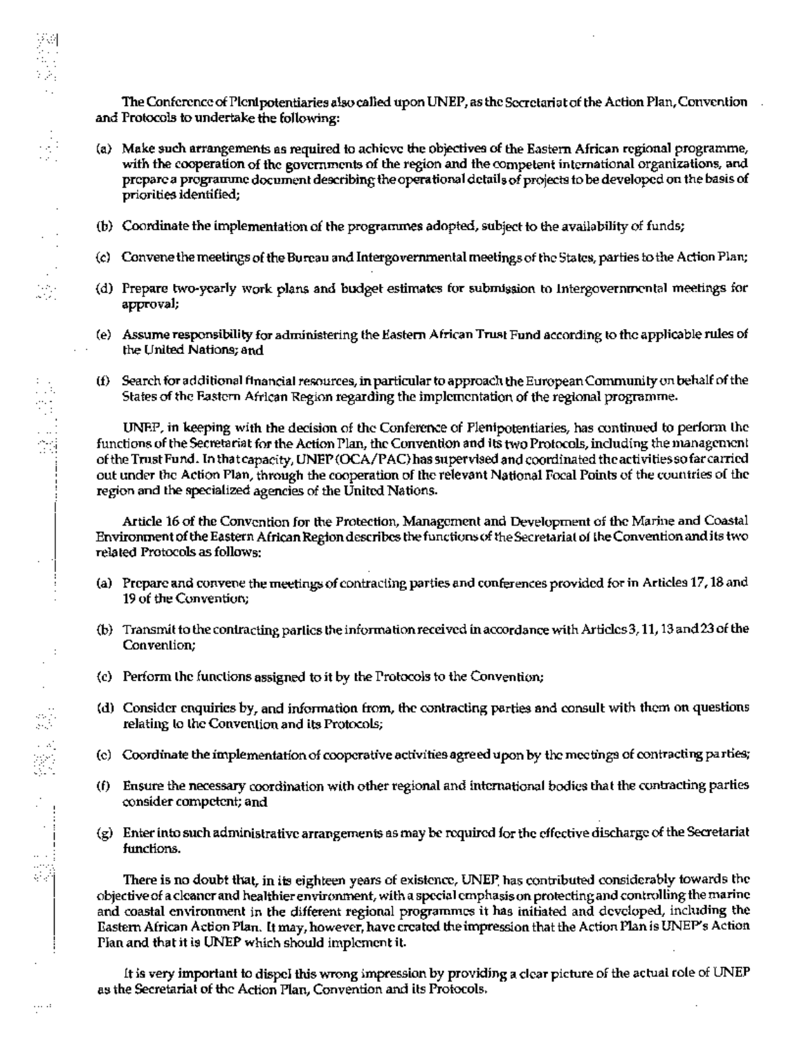The Conference of Plenipotentiaries also called upon UNEP, as the Secretariat of the Action Plan, Convention and Protocols to undertake the following:

(a) Make such arrangements as required to achieve the objectives of the Eastern African regional programme, with the cooperation of the governments of the region and the competent international organizations, and prepare a programme document describing the operational details of projects to be developed on the basis of priorities identified;

(b) Coordinate the implementation of the programmes adopted, subject to the availability of funds;

(c) Convene the meetings of the Bureau and Intergovernmental meetings of the States, parties to the Action Plan;

(d) Prepare two-yearly work plans and budget estimates for submission to Intergovernmental meetings for approval;

(e) Assume responsibility for administering the Eastern African Trust Fund according to the applicable rules of the United Nations; and

(f) Search for additional financial resources, in particular to approach the European Community on behalf of the States of the Eastern African Region regarding the implementation of the regional programme.

UNEP, in keeping with the decision of the Conference of Plenipotentiaries, has continued to perform the functions of the Secretariat for the Action Plan, the Convention and its two Protocols, including the management of the Trust Fund. In that capacity, UNEP (OCA/PAC) has supervised and coordinated the activities so far carried out under the Action Plan, through the cooperation of the relevant National Focal Points of the countries of the region and the specialized agencies of the United Nations.

Article 16 of the Convention for the Protection, Management and Development of the Marine and Coastal Environment of the Eastern African Region describes the functions of the Secretariat of the Convention and its two related Protocols as follows:

(a) Prepare and convene the meetings of contracting parties and conferences provided for in Articles 17, 18 and 19 of the Convention;

(b) Transmit to the contracting parties the information received in accordance with Articles 3, 11, 13 and 23 of the Convention;

(c) Perform the functions assigned to it by the Protocols to the Convention;

(d) Consider enquiries by, and information from, the contracting parties and consult with them on questions relating to the Convention and its Protocols;

(e) Coordinate the implementation of cooperative activities agreed upon by the meetings of contracting parties;

(f) Ensure the necessary coordination with other regional and international bodies that the contracting parties consider competent; and

(g) Enter into such administrative arrangements as may be required for the effective discharge of the Secretariat functions.

There is no doubt that, in its eighteen years of existence, UNEP has contributed considerably towards the objective of a cleaner and healthier environment, with a special emphasis on protecting and controlling the marine and coastal environment in the different regional programmes it has initiated and developed, including the Eastern African Action Plan. It may, however, have created the impression that the Action Plan is UNEP's Action Plan and that it is UNEP which should implement it.

It is very important to dispel this wrong impression by providing a clear picture of the actual role of UNEP as the Secretariat of the Action Plan, Convention and its Protocols.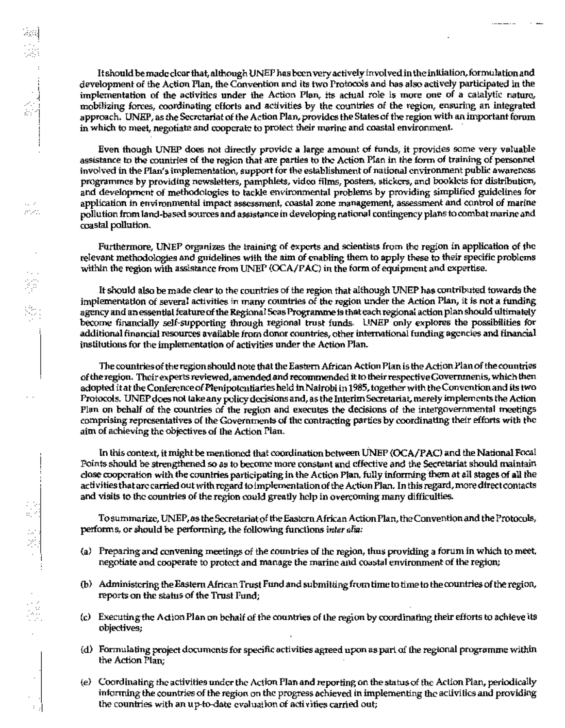It should be made clear that, although UNEP has been very actively involved in the initiation, formulation and development of the Action Plan, the Convention and its two Protocols and has also actively participated in the implementation of the activities under the Action Plan, its actual role is more one of a catalytic nature, mobilizing forces, coordinating efforts and activities by the countries of the region, ensuring an integrated approach. UNEP, as the Secretariat of the Action Plan, provides the States of the region with an important forum in which to meet, negotiate and cooperate to protect their marine and coastal environment.

Even though UNEP does not directly provide a large amount of funds, it provides some very valuable assistance to the countries of the region that are parties to the Action Plan in the form of training of personnel involved in the Plan's implementation, support for the establishment of national environment public awareness programmes by providing newsletters, pamphlets, video films, posters, stickers, and booklets for distribution, and development of methodologies to tackle environmental problems by providing simplified guidelines for application in environmental impact assessment, coastal zone management, assessment and control of marine pollution from land-based sources and assistance in developing national contingency plans to combat marine and coastal pollution.

Furthermore, UNEP organizes the training of experts and scientists from the region in application of the relevant methodologies and guidelines with the aim of enabling them to apply these to their specific problems within the region with assistance from UNEP (OCA/PAC) in the form of equipment and expertise.

It should also be made clear to the countries of the region that although UNEP has contributed towards the implementation of several activities in many countries of the region under the Action Plan, it is not a funding agency and an essential feature of the Regional Seas Programme is that each regional action plan should ultimately become financially self-supporting through regional trust funds. UNEP only explores the possibilities for additional financial resources available from donor countries, other international funding agencies and financial institutions for the implementation of activities under the Action Plan.

The countries of the region should note that the Eastern African Action Plan is the Action Plan of the countries of the region. Their experts reviewed, amended and recommended it to their respective Governments, which then adopted it at the Conference of Plenipotentiaries held in Nairobi in 1985, together with the Convention and its two Protocols. UNEP does not take any policy decisions and, as the Interim Secretariat, merely implements the Action Plan on behalf of the countries of the region and executes the decisions of the intergovernmental meetings comprising representatives of the Governments of the contracting parties by coordinating their efforts with the aim of achieving the objectives of the Action Plan.

In this context, it might be mentioned that coordination between UNEP (OCA/PAC) and the National Focal Points should be strengthened so as to become more constant and effective and the Secretariat should maintain close cooperation with the countries participating in the Action Plan, fully informing them at all stages of all the activities that are carried out with regard to implementation of the Action Plan. In this regard, more direct contacts and visits to the countries of the region could greatly help in overcoming many difficulties.

To summarize, UNEP, as the Secretariat of the Eastern African Action Plan, the Convention and the Protocols, performs, or should be performing, the following functions *inter alia:*

(a) Preparing and convening meetings of the countries of the region, thus providing a forum in which to meet, negotiate and cooperate to protect and manage the marine and coastal environment of the region;

(b) Administering the Eastern African Trust Fund and submitting from time to time to the countries of the region, reports on the status of the Trust Fund;

(c) Executing the Action Plan on behalf of the countries of the region by coordinating their efforts to achieve its objectives;

(d) Formulating project documents for specific activities agreed upon as part of the regional programme within the Action Plan;

(e) Coordinating the activities under the Action Plan and reporting on the status of the Action Plan, periodically informing the countries of the region on the progress achieved in implementing the activities and providing the countries with an up-to-date evaluation of activities carried out;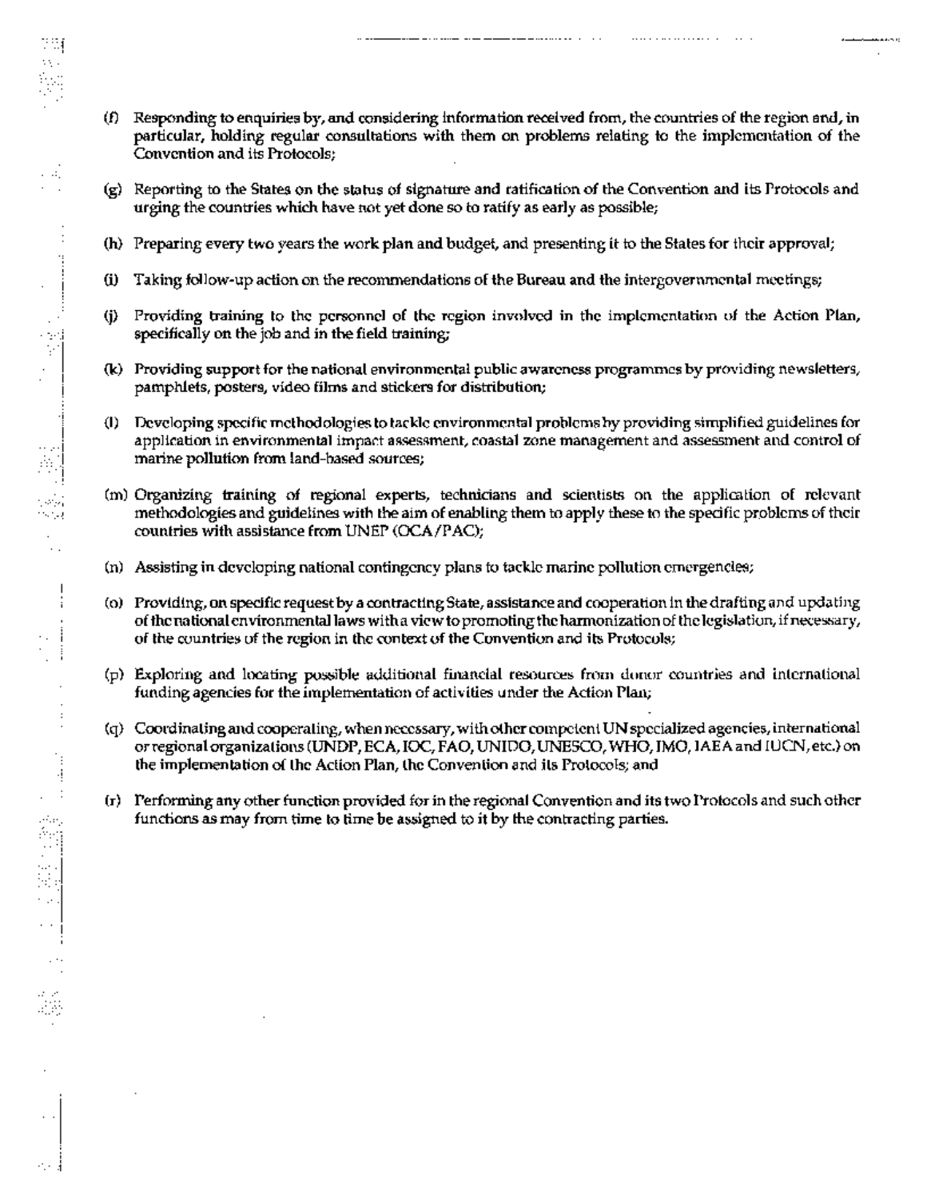(f) Responding to enquiries by, and considering information received from, the countries of the region and, in particular, holding regular consultations with them on problems relating to the implementation of the Convention and its Protocols;

(g) Reporting to the States on the status of signature and ratification of the Convention and its Protocols and urging the countries which have not yet done so to ratify as early as possible;

(h) Preparing every two years the work plan and budget, and presenting it to the States for their approval;

(i) Taking follow-up action on the recommendations of the Bureau and the intergovernmental meetings;

(j) Providing training to the personnel of the region involved in the implementation of the Action Plan, specifically on the job and in the field training;

(k) Providing support for the national environmental public awareness programmes by providing newsletters, pamphlets, posters, video films and stickers for distribution;

(l) Developing specific methodologies to tackle environmental problems by providing simplified guidelines for application in environmental impact assessment, coastal zone management and assessment and control of marine pollution from land-based sources;

(m) Organizing training of regional experts, technicians and scientists on the application of relevant methodologies and guidelines with the aim of enabling them to apply these to the specific problems of their countries with assistance from UNEP (OCA/PAC);

(n) Assisting in developing national contingency plans to tackle marine pollution emergencies;

(o) Providing, on specific request by a contracting State, assistance and cooperation in the drafting and updating of the national environmental laws with a view to promoting the harmonization of the legislation, if necessary, of the countries of the region in the context of the Convention and its Protocols;

(p) Exploring and locating possible additional financial resources from donor countries and international funding agencies for the implementation of activities under the Action Plan;

(q) Coordinating and cooperating, when necessary, with other competent UN specialized agencies, international or regional organizations (UNDP, ECA, IOC, FAO, UNIDO, UNESCO, WHO, IMO, IAEA and IUCN, etc.) on the implementation of the Action Plan, the Convention and its Protocols; and

(r) Performing any other function provided for in the regional Convention and its two Protocols and such other functions as may from time to time be assigned to it by the contracting parties.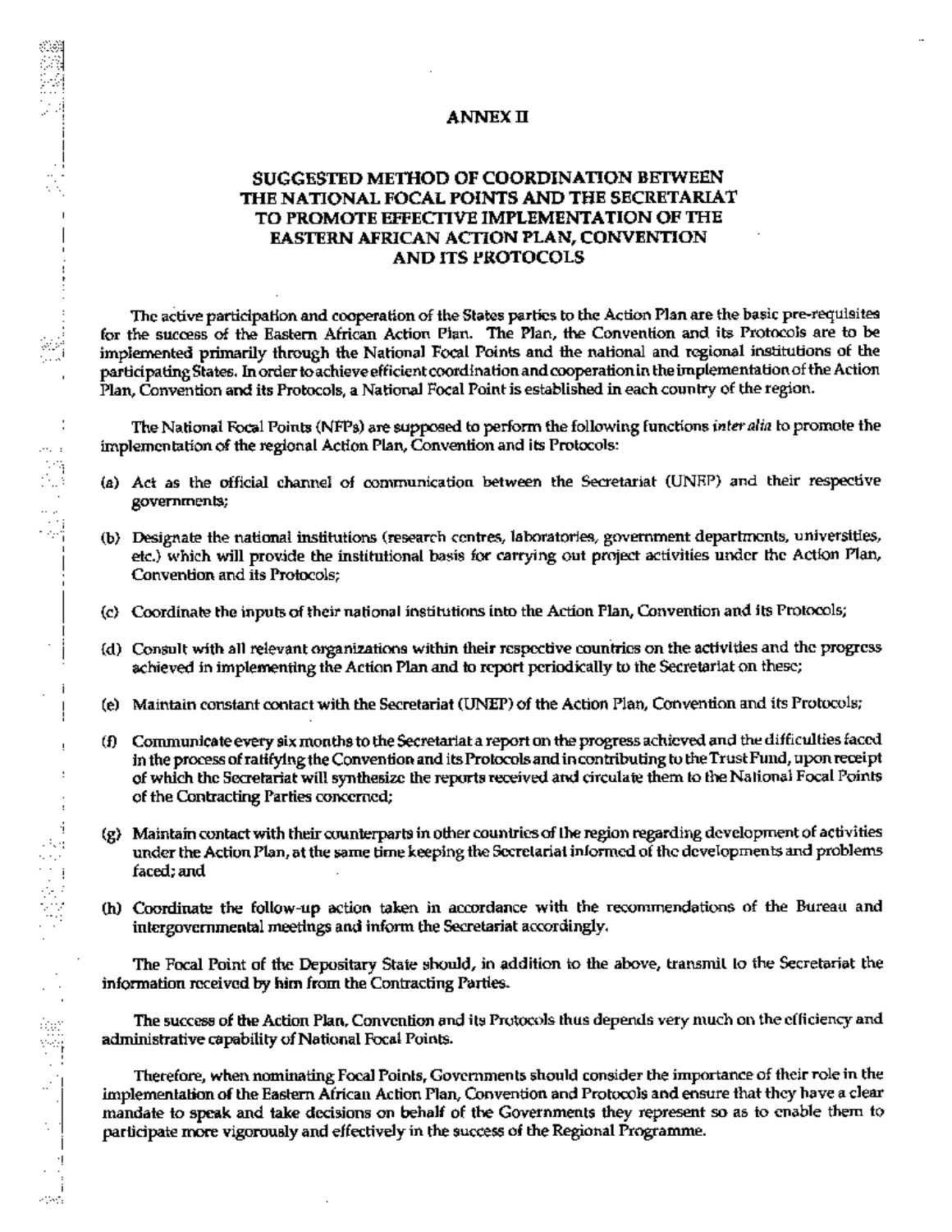# ANNEX II

## SUGGESTED METHOD OF COORDINATION BETWEEN THE NATIONAL FOCAL POINTS AND THE SECRETARIAT TO PROMOTE EFFECTIVE IMPLEMENTATION OF THE EASTERN AFRICAN ACTION PLAN, CONVENTION AND ITS PROTOCOLS

The active participation and cooperation of the States parties to the Action Plan are the basic pre-requisites for the success of the Eastern African Action Plan. The Plan, the Convention and its Protocols are to be implemented primarily through the National Focal Points and the national and regional institutions of the participating States. In order to achieve efficient coordination and cooperation in the implementation of the Action Plan, Convention and its Protocols, a National Focal Point is established in each country of the region.

The National Focal Points (NFPs) are supposed to perform the following functions *inter alia* to promote the implementation of the regional Action Plan, Convention and its Protocols:

(a) Act as the official channel of communication between the Secretariat (UNEP) and their respective governments;

(b) Designate the national institutions (research centres, laboratories, government departments, universities, etc.) which will provide the institutional basis for carrying out project activities under the Action Plan, Convention and its Protocols;

(c) Coordinate the inputs of their national institutions into the Action Plan, Convention and its Protocols;

(d) Consult with all relevant organizations within their respective countries on the activities and the progress achieved in implementing the Action Plan and to report periodically to the Secretariat on these;

(e) Maintain constant contact with the Secretariat (UNEP) of the Action Plan, Convention and its Protocols;

(f) Communicate every six months to the Secretariat a report on the progress achieved and the difficulties faced in the process of ratifying the Convention and its Protocols and in contributing to the Trust Fund, upon receipt of which the Secretariat will synthesize the reports received and circulate them to the National Focal Points of the Contracting Parties concerned;

(g) Maintain contact with their counterparts in other countries of the region regarding development of activities under the Action Plan, at the same time keeping the Secretariat informed of the developments and problems faced; and

(h) Coordinate the follow-up action taken in accordance with the recommendations of the Bureau and intergovernmental meetings and inform the Secretariat accordingly.

The Focal Point of the Depositary State should, in addition to the above, transmit to the Secretariat the information received by him from the Contracting Parties.

The success of the Action Plan, Convention and its Protocols thus depends very much on the efficiency and administrative capability of National Focal Points.

Therefore, when nominating Focal Points, Governments should consider the importance of their role in the implementation of the Eastern African Action Plan, Convention and Protocols and ensure that they have a clear mandate to speak and take decisions on behalf of the Governments they represent so as to enable them to participate more vigorously and effectively in the success of the Regional Programme.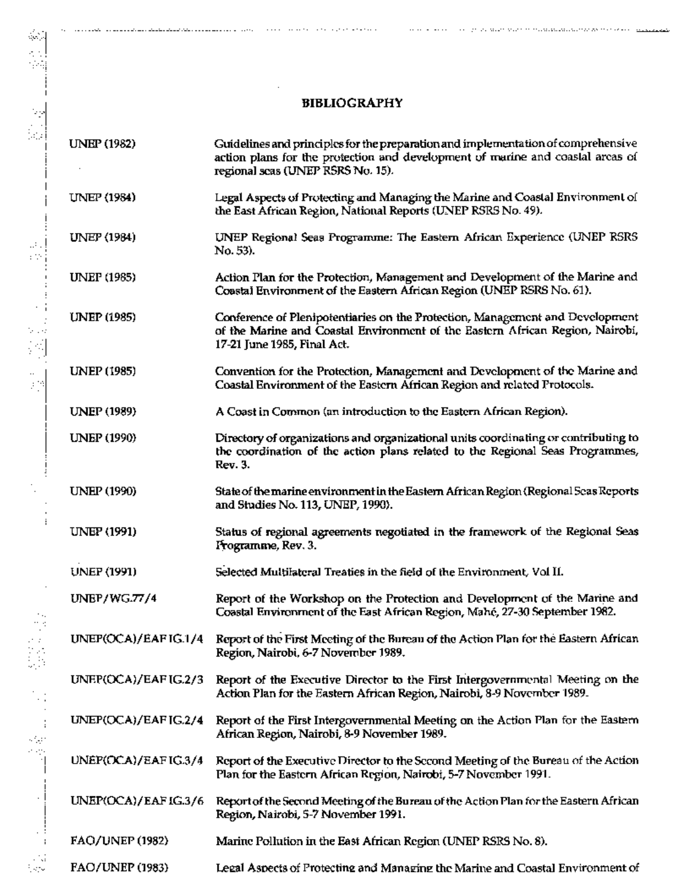# BIBLIOGRAPHY

| | |
|---|---|
| UNEP (1982) | Guidelines and principles for the preparation and implementation of comprehensive action plans for the protection and development of marine and coastal areas of regional seas (UNEP RSRS No. 15). |
| UNEP (1984) | Legal Aspects of Protecting and Managing the Marine and Coastal Environment of the East African Region, National Reports (UNEP RSRS No. 49). |
| UNEP (1984) | UNEP Regional Seas Programme: The Eastern African Experience (UNEP RSRS No. 53). |
| UNEP (1985) | Action Plan for the Protection, Management and Development of the Marine and Coastal Environment of the Eastern African Region (UNEP RSRS No. 61). |
| UNEP (1985) | Conference of Plenipotentiaries on the Protection, Management and Development of the Marine and Coastal Environment of the Eastern African Region, Nairobi, 17-21 June 1985, Final Act. |
| UNEP (1985) | Convention for the Protection, Management and Development of the Marine and Coastal Environment of the Eastern African Region and related Protocols. |
| UNEP (1989) | A Coast in Common (an introduction to the Eastern African Region). |
| UNEP (1990) | Directory of organizations and organizational units coordinating or contributing to the coordination of the action plans related to the Regional Seas Programmes, Rev. 3. |
| UNEP (1990) | State of the marine environment in the Eastern African Region (Regional Seas Reports and Studies No. 113, UNEP, 1990). |
| UNEP (1991) | Status of regional agreements negotiated in the framework of the Regional Seas Programme, Rev. 3. |
| UNEP (1991) | Selected Multilateral Treaties in the field of the Environment, Vol II. |
| UNEP/WG.77/4 | Report of the Workshop on the Protection and Development of the Marine and Coastal Environment of the East African Region, Mahé, 27-30 September 1982. |
| UNEP(OCA)/EAF IG.1/4 | Report of the First Meeting of the Bureau of the Action Plan for the Eastern African Region, Nairobi, 6-7 November 1989. |
| UNEP(OCA)/EAF IG.2/3 | Report of the Executive Director to the First Intergovernmental Meeting on the Action Plan for the Eastern African Region, Nairobi, 8-9 November 1989. |
| UNEP(OCA)/EAF IG.2/4 | Report of the First Intergovernmental Meeting on the Action Plan for the Eastern African Region, Nairobi, 8-9 November 1989. |
| UNEP(OCA)/EAF IG.3/4 | Report of the Executive Director to the Second Meeting of the Bureau of the Action Plan for the Eastern African Region, Nairobi, 5-7 November 1991. |
| UNEP(OCA)/EAF IG.3/6 | Report of the Second Meeting of the Bureau of the Action Plan for the Eastern African Region, Nairobi, 5-7 November 1991. |
| FAO/UNEP (1982) | Marine Pollution in the East African Region (UNEP RSRS No. 8). |
| FAO/UNEP (1983) | Legal Aspects of Protecting and Managing the Marine and Coastal Environment of |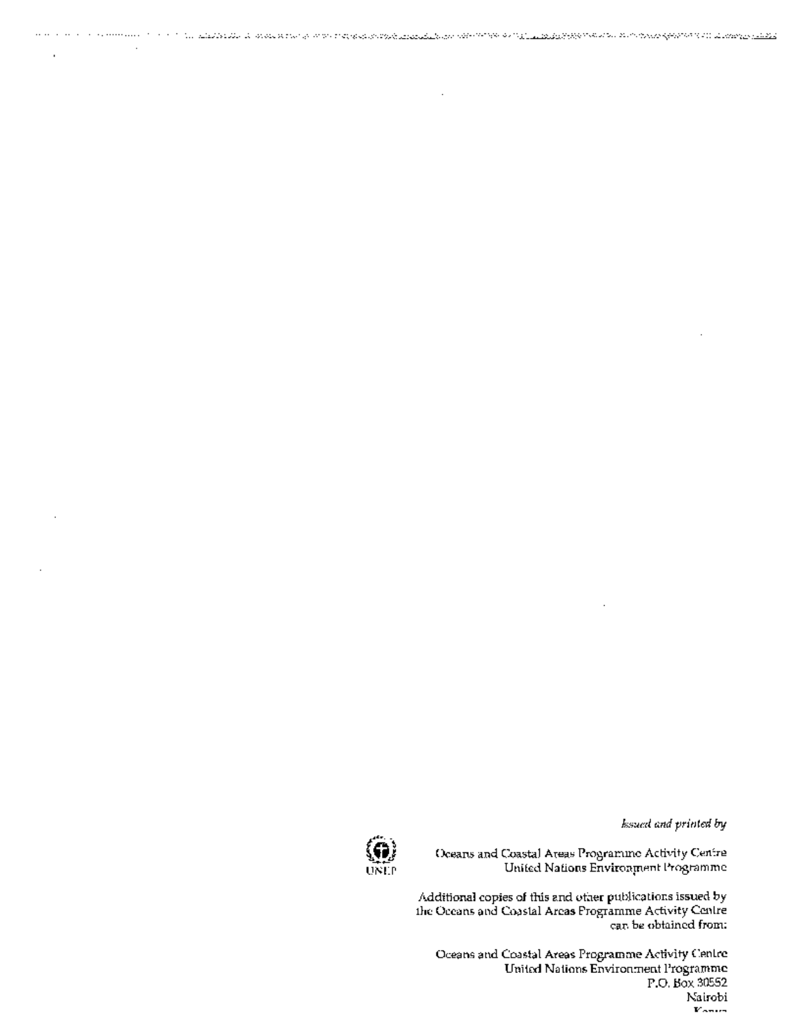*Issued and printed by*

UNEP

Oceans and Coastal Areas Programme Activity Centre
United Nations Environment Programme

Additional copies of this and other publications issued by the Oceans and Coastal Areas Programme Activity Centre can be obtained from:

Oceans and Coastal Areas Programme Activity Centre
United Nations Environment Programme
P.O. Box 30552
Nairobi
Kenya